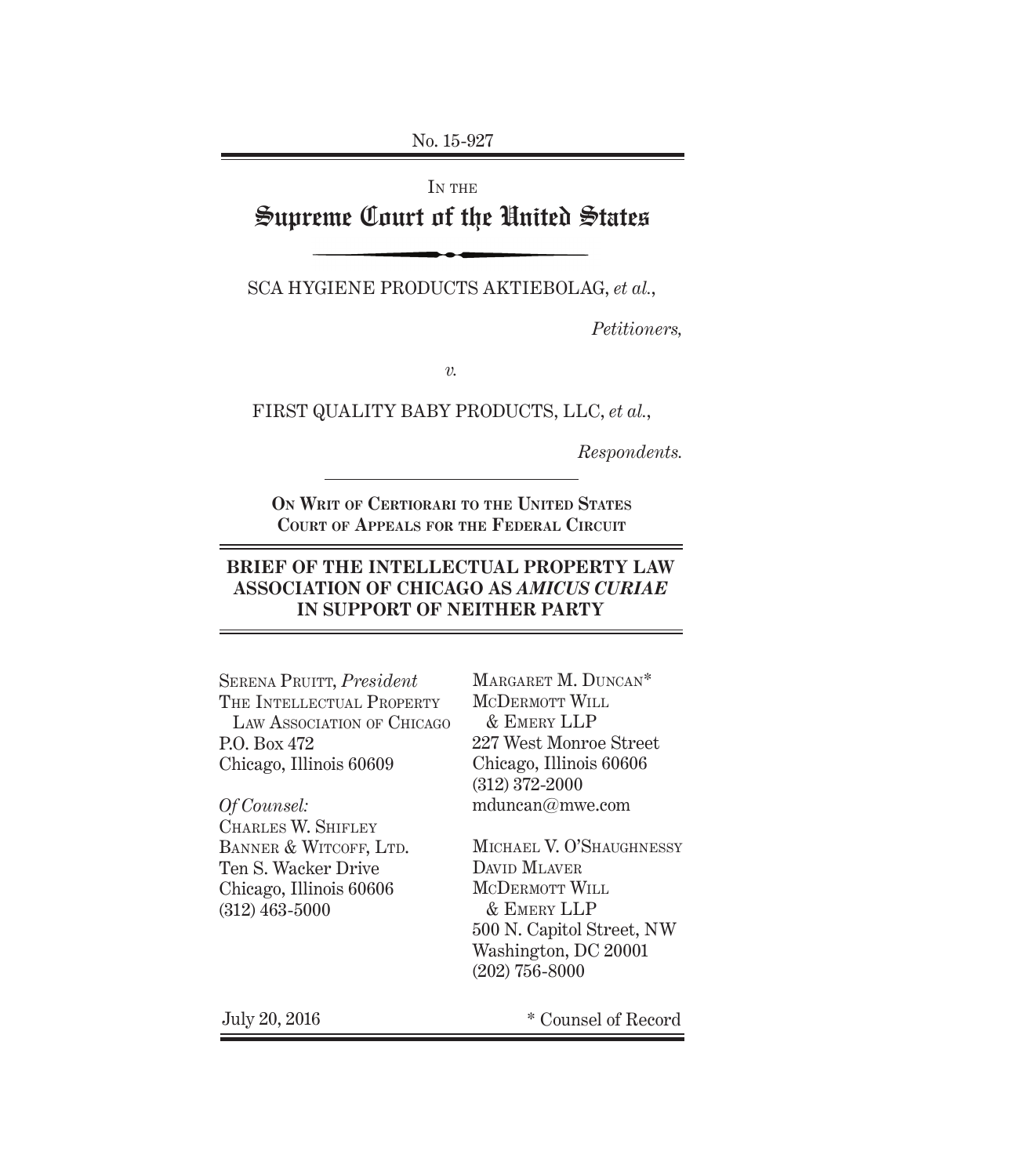No. 15-927

IN THE

# Supreme Court of the United States

SCA HYGIENE PRODUCTS AKTIEBOLAG, *et al.*,

*Petitioners,*

*v.*

FIRST QUALITY BABY PRODUCTS, LLC, *et al.*,

*Respondents.*

**ON WRIT OF CERTIORARI TO THE UNITED STATES COURT OF APPEALS FOR THE FEDERAL CIRCUIT**

## BRIEF OF THE INTELLECTUAL PROPERTY LAW ASSOCIATION OF CHICAGO AS *AMICUS CURIAE* IN SUPPORT OF NEITHER PARTY

SERENA PRUITT, *President*
THE INTELLECTUAL PROPERTY LAW ASSOCIATION OF CHICAGO
P.O. Box 472
Chicago, Illinois 60609

*Of Counsel:*
CHARLES W. SHIFLEY
BANNER & WITCOFF, LTD.
Ten S. Wacker Drive
Chicago, Illinois 60606
(312) 463-5000

MARGARET M. DUNCAN*
MCDERMOTT WILL & EMERY LLP
227 West Monroe Street
Chicago, Illinois 60606
(312) 372-2000
mduncan@mwe.com

MICHAEL V. O'SHAUGHNESSY
DAVID MLAVER
MCDERMOTT WILL & EMERY LLP
500 N. Capitol Street, NW
Washington, DC 20001
(202) 756-8000

July 20, 2016

\* Counsel of Record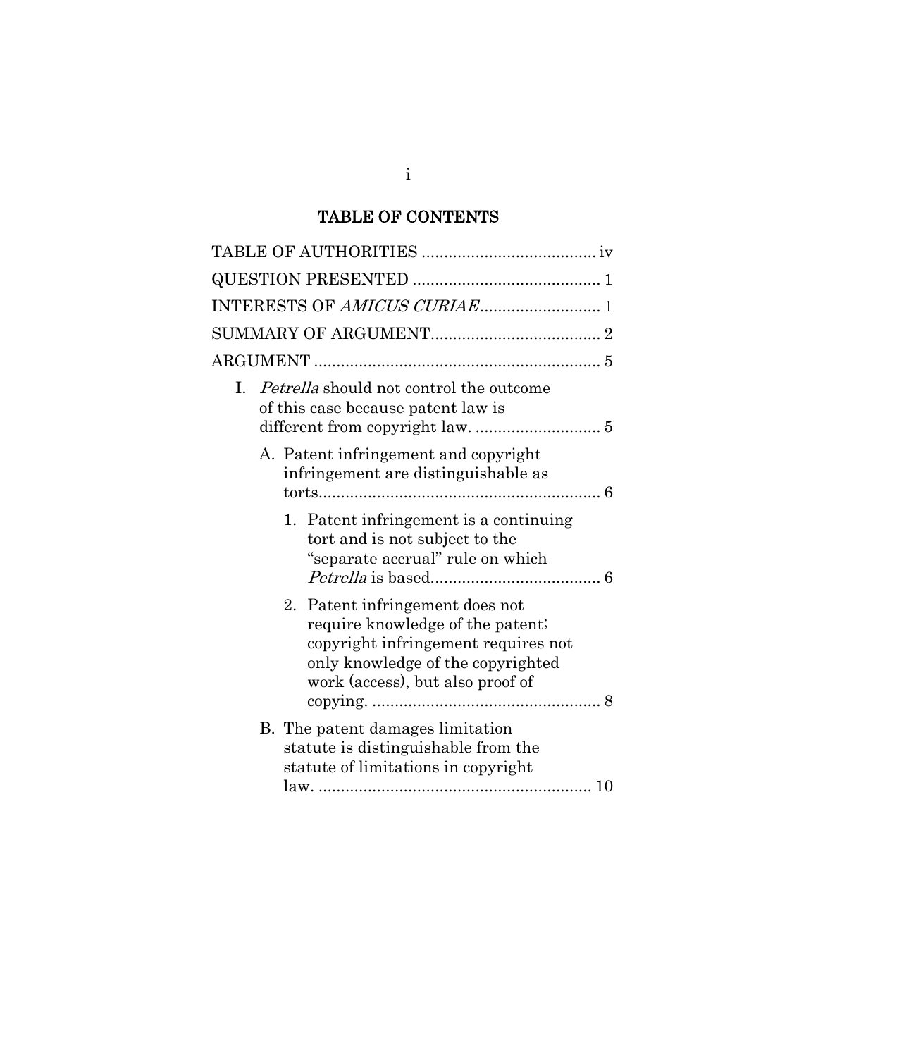# TABLE OF CONTENTS

TABLE OF AUTHORITIES ...................................... iv

QUESTION PRESENTED ......................................... 1

INTERESTS OF *AMICUS CURIAE*........................... 1

SUMMARY OF ARGUMENT..................................... 2

ARGUMENT ............................................................... 5

I. *Petrella* should not control the outcome of this case because patent law is different from copyright law. ............................ 5

   A. Patent infringement and copyright infringement are distinguishable as torts............................................................... 6

      1. Patent infringement is a continuing tort and is not subject to the "separate accrual" rule on which *Petrella* is based...................................... 6

      2. Patent infringement does not require knowledge of the patent; copyright infringement requires not only knowledge of the copyrighted work (access), but also proof of copying. .................................................. 8

   B. The patent damages limitation statute is distinguishable from the statute of limitations in copyright law. ............................................................ 10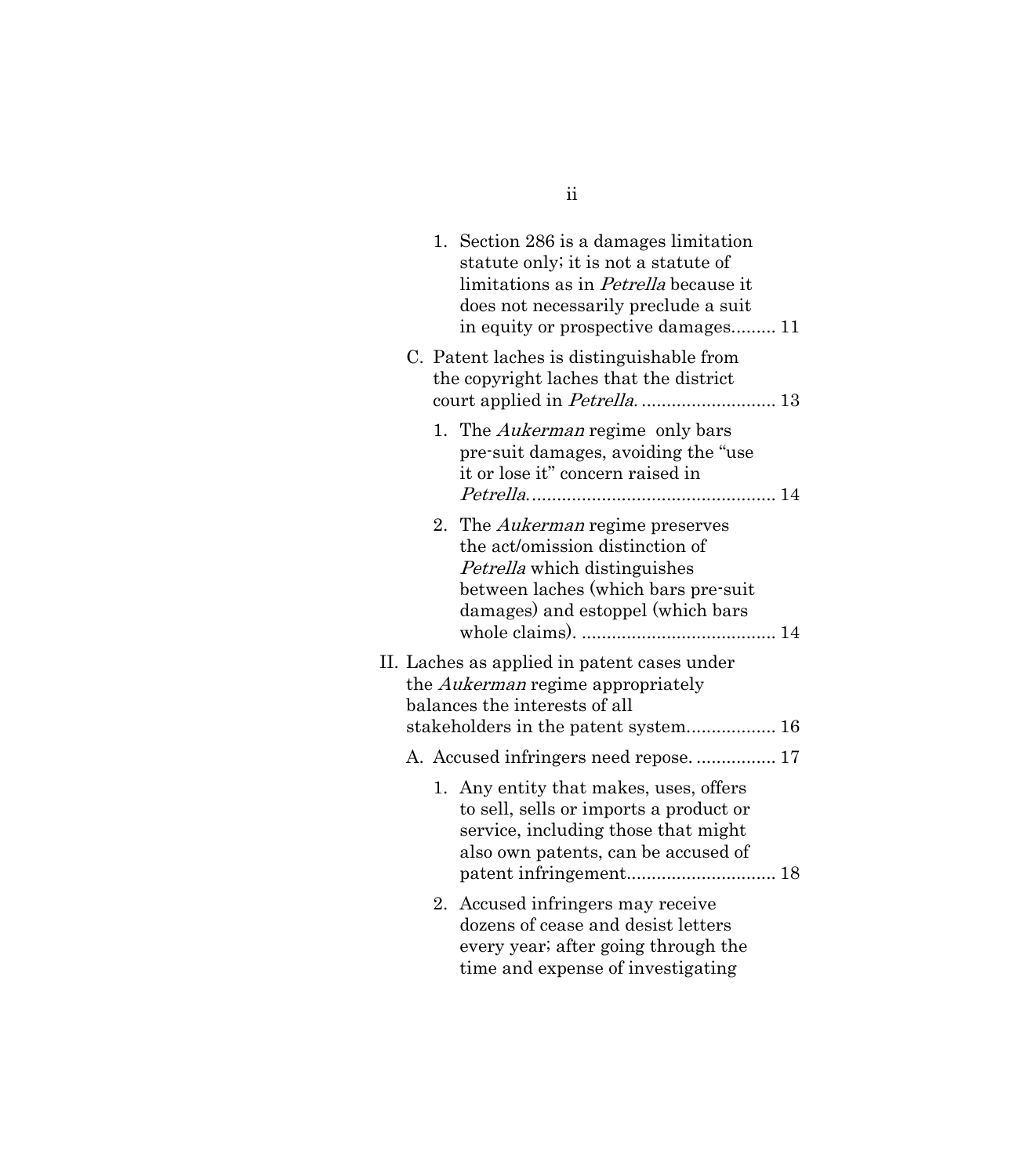1. Section 286 is a damages limitation statute only; it is not a statute of limitations as in *Petrella* because it does not necessarily preclude a suit in equity or prospective damages......... 11

C. Patent laches is distinguishable from the copyright laches that the district court applied in *Petrella*. .......................... 13

1. The *Aukerman* regime only bars pre-suit damages, avoiding the "use it or lose it" concern raised in *Petrella*. ................................................. 14

2. The *Aukerman* regime preserves the act/omission distinction of *Petrella* which distinguishes between laches (which bars pre-suit damages) and estoppel (which bars whole claims). ...................................... 14

II. Laches as applied in patent cases under the *Aukerman* regime appropriately balances the interests of all stakeholders in the patent system.................. 16

A. Accused infringers need repose. ................ 17

1. Any entity that makes, uses, offers to sell, sells or imports a product or service, including those that might also own patents, can be accused of patent infringement............................. 18

2. Accused infringers may receive dozens of cease and desist letters every year; after going through the time and expense of investigating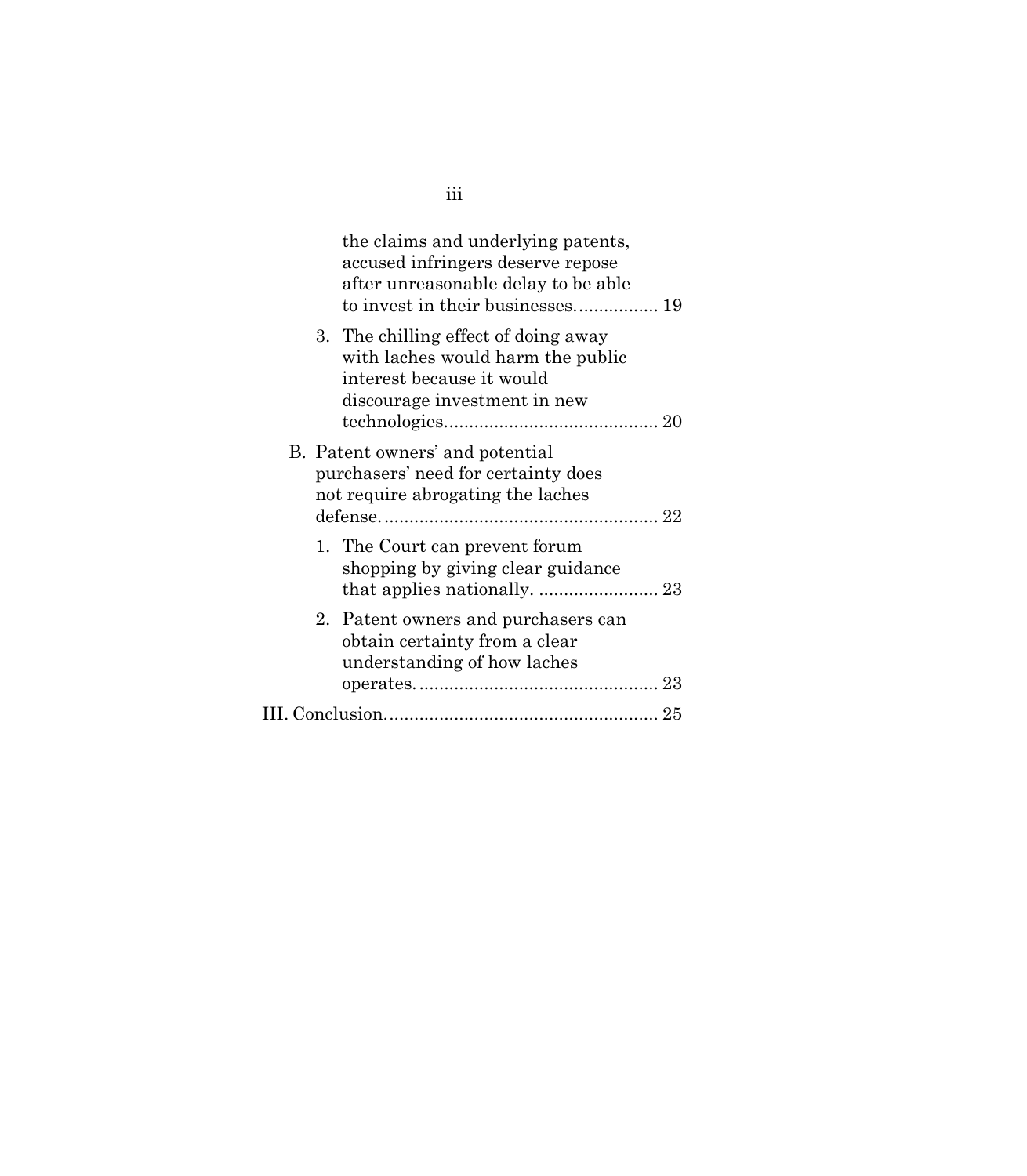the claims and underlying patents, accused infringers deserve repose after unreasonable delay to be able to invest in their businesses................ 19

3. The chilling effect of doing away with laches would harm the public interest because it would discourage investment in new technologies.......................................... 20

B. Patent owners' and potential purchasers' need for certainty does not require abrogating the laches defense....................................................... 22

1. The Court can prevent forum shopping by giving clear guidance that applies nationally. ........................ 23

2. Patent owners and purchasers can obtain certainty from a clear understanding of how laches operates................................................ 23

III. Conclusion...................................................... 25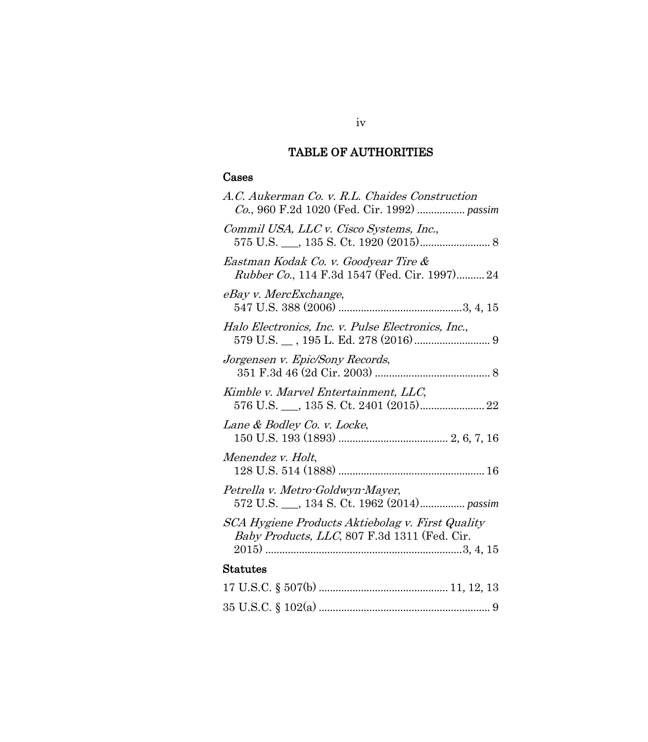## TABLE OF AUTHORITIES

### Cases

*A.C. Aukerman Co. v. R.L. Chaides Construction Co.*, 960 F.2d 1020 (Fed. Cir. 1992) ................ *passim*

*Commil USA, LLC v. Cisco Systems, Inc.*, 575 U.S. ___, 135 S. Ct. 1920 (2015)........................ 8

*Eastman Kodak Co. v. Goodyear Tire & Rubber Co.*, 114 F.3d 1547 (Fed. Cir. 1997).......... 24

*eBay v. MercExchange*, 547 U.S. 388 (2006) ...........................................3, 4, 15

*Halo Electronics, Inc. v. Pulse Electronics, Inc.*, 579 U.S. __ , 195 L. Ed. 278 (2016) .......................... 9

*Jorgensen v. Epic/Sony Records*, 351 F.3d 46 (2d Cir. 2003) ........................................ 8

*Kimble v. Marvel Entertainment, LLC*, 576 U.S. ___, 135 S. Ct. 2401 (2015)...................... 22

*Lane & Bodley Co. v. Locke*, 150 U.S. 193 (1893) ...................................... 2, 6, 7, 16

*Menendez v. Holt*, 128 U.S. 514 (1888) .................................................. 16

*Petrella v. Metro-Goldwyn-Mayer*, 572 U.S. ___, 134 S. Ct. 1962 (2014)................ *passim*

*SCA Hygiene Products Aktiebolag v. First Quality Baby Products, LLC*, 807 F.3d 1311 (Fed. Cir. 2015) ....................................................................3, 4, 15

### Statutes

17 U.S.C. § 507(b) ............................................. 11, 12, 13

35 U.S.C. § 102(a) ............................................................ 9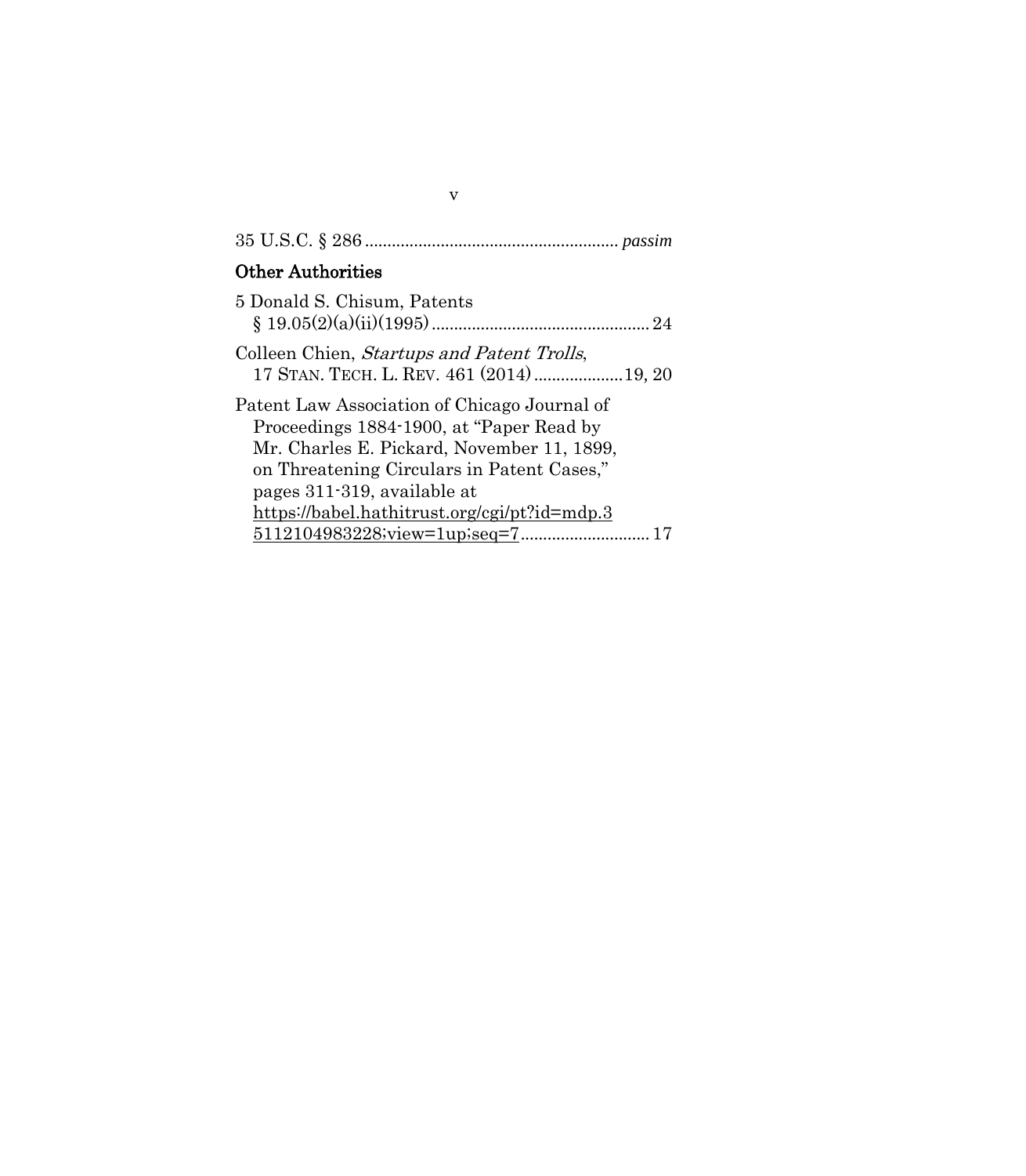35 U.S.C. § 286 ........................................................ *passim*

## Other Authorities

5 Donald S. Chisum, Patents
§ 19.05(2)(a)(ii)(1995) ................................................ 24

Colleen Chien, *Startups and Patent Trolls*,
17 STAN. TECH. L. REV. 461 (2014) .................... 19, 20

Patent Law Association of Chicago Journal of
Proceedings 1884-1900, at "Paper Read by
Mr. Charles E. Pickard, November 11, 1899,
on Threatening Circulars in Patent Cases,"
pages 311-319, available at
https://babel.hathitrust.org/cgi/pt?id=mdp.35112104983228;view=1up;seq=7 ............................ 17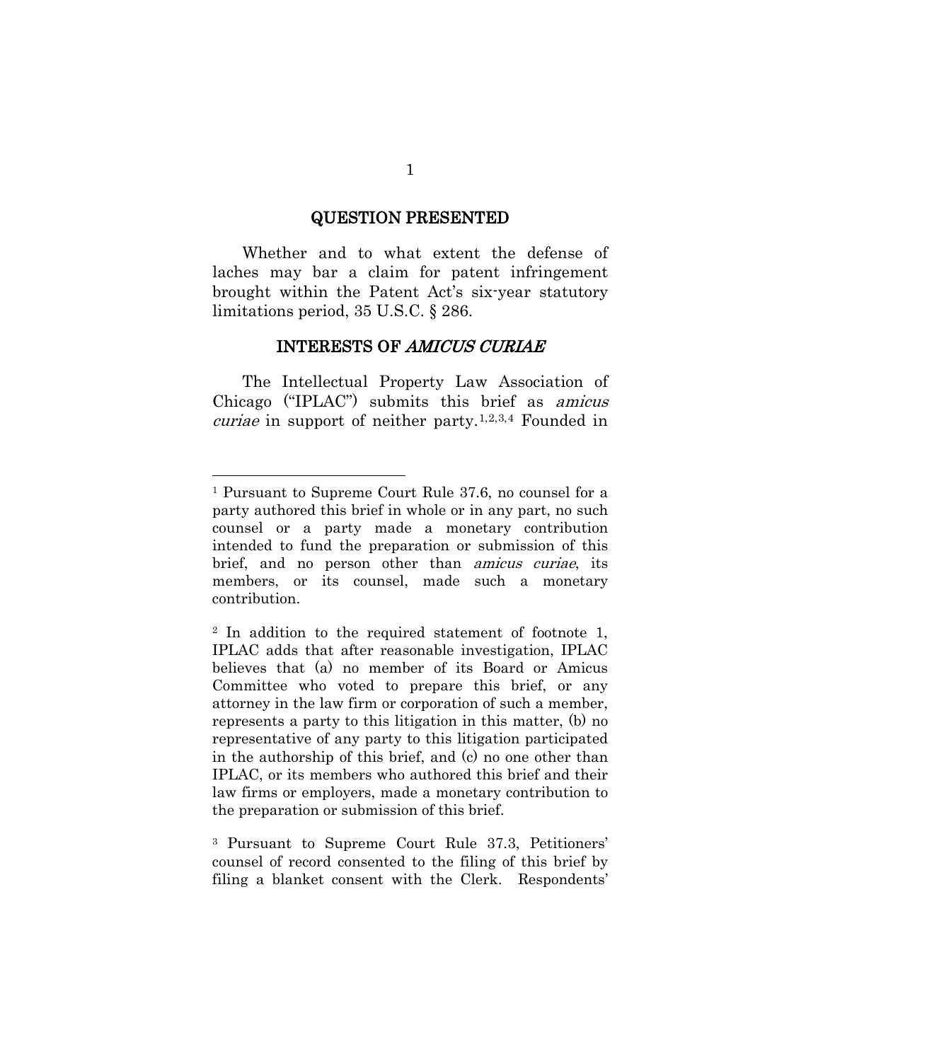## QUESTION PRESENTED

Whether and to what extent the defense of laches may bar a claim for patent infringement brought within the Patent Act's six-year statutory limitations period, 35 U.S.C. § 286.

## INTERESTS OF *AMICUS CURIAE*

The Intellectual Property Law Association of Chicago ("IPLAC") submits this brief as *amicus curiae* in support of neither party.[1,2,3,4] Founded in

---

[1] Pursuant to Supreme Court Rule 37.6, no counsel for a party authored this brief in whole or in any part, no such counsel or a party made a monetary contribution intended to fund the preparation or submission of this brief, and no person other than *amicus curiae*, its members, or its counsel, made such a monetary contribution.

[2] In addition to the required statement of footnote 1, IPLAC adds that after reasonable investigation, IPLAC believes that (a) no member of its Board or Amicus Committee who voted to prepare this brief, or any attorney in the law firm or corporation of such a member, represents a party to this litigation in this matter, (b) no representative of any party to this litigation participated in the authorship of this brief, and (c) no one other than IPLAC, or its members who authored this brief and their law firms or employers, made a monetary contribution to the preparation or submission of this brief.

[3] Pursuant to Supreme Court Rule 37.3, Petitioners' counsel of record consented to the filing of this brief by filing a blanket consent with the Clerk. Respondents'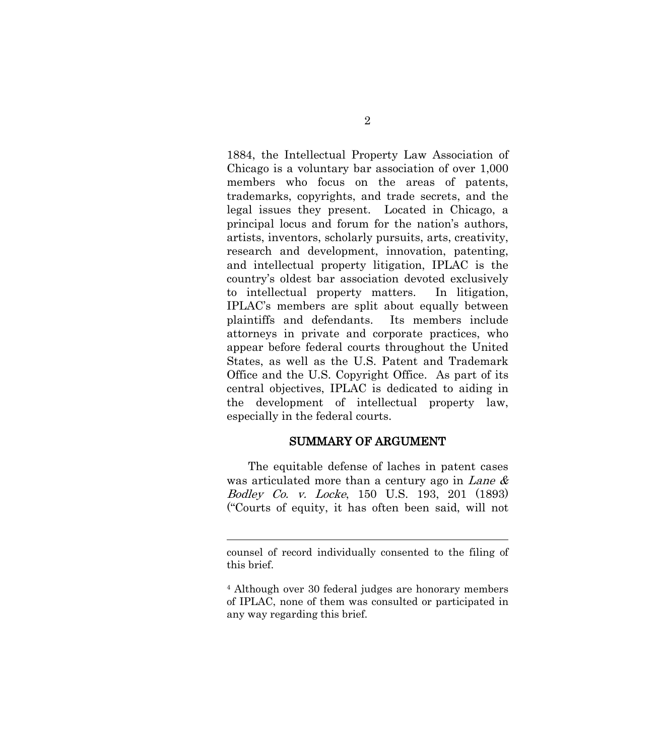1884, the Intellectual Property Law Association of Chicago is a voluntary bar association of over 1,000 members who focus on the areas of patents, trademarks, copyrights, and trade secrets, and the legal issues they present. Located in Chicago, a principal locus and forum for the nation's authors, artists, inventors, scholarly pursuits, arts, creativity, research and development, innovation, patenting, and intellectual property litigation, IPLAC is the country's oldest bar association devoted exclusively to intellectual property matters. In litigation, IPLAC's members are split about equally between plaintiffs and defendants. Its members include attorneys in private and corporate practices, who appear before federal courts throughout the United States, as well as the U.S. Patent and Trademark Office and the U.S. Copyright Office. As part of its central objectives, IPLAC is dedicated to aiding in the development of intellectual property law, especially in the federal courts.

## SUMMARY OF ARGUMENT

The equitable defense of laches in patent cases was articulated more than a century ago in *Lane & Bodley Co. v. Locke*, 150 U.S. 193, 201 (1893) ("Courts of equity, it has often been said, will not

---

counsel of record individually consented to the filing of this brief.

[4] Although over 30 federal judges are honorary members of IPLAC, none of them was consulted or participated in any way regarding this brief.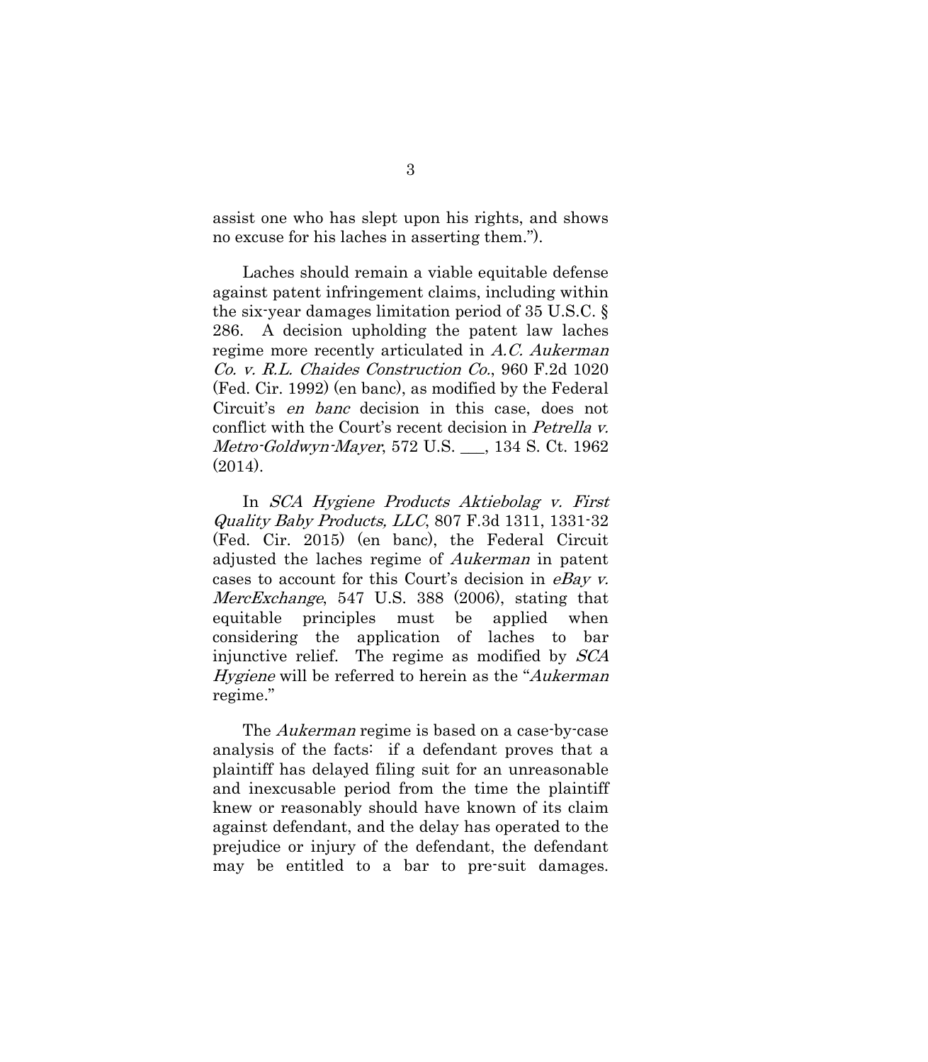assist one who has slept upon his rights, and shows no excuse for his laches in asserting them.").

Laches should remain a viable equitable defense against patent infringement claims, including within the six-year damages limitation period of 35 U.S.C. § 286. A decision upholding the patent law laches regime more recently articulated in *A.C. Aukerman Co. v. R.L. Chaides Construction Co.*, 960 F.2d 1020 (Fed. Cir. 1992) (en banc), as modified by the Federal Circuit's *en banc* decision in this case, does not conflict with the Court's recent decision in *Petrella v. Metro-Goldwyn-Mayer*, 572 U.S. ___, 134 S. Ct. 1962 (2014).

In *SCA Hygiene Products Aktiebolag v. First Quality Baby Products, LLC*, 807 F.3d 1311, 1331-32 (Fed. Cir. 2015) (en banc), the Federal Circuit adjusted the laches regime of *Aukerman* in patent cases to account for this Court's decision in *eBay v. MercExchange*, 547 U.S. 388 (2006), stating that equitable principles must be applied when considering the application of laches to bar injunctive relief. The regime as modified by *SCA Hygiene* will be referred to herein as the "*Aukerman* regime."

The *Aukerman* regime is based on a case-by-case analysis of the facts: if a defendant proves that a plaintiff has delayed filing suit for an unreasonable and inexcusable period from the time the plaintiff knew or reasonably should have known of its claim against defendant, and the delay has operated to the prejudice or injury of the defendant, the defendant may be entitled to a bar to pre-suit damages.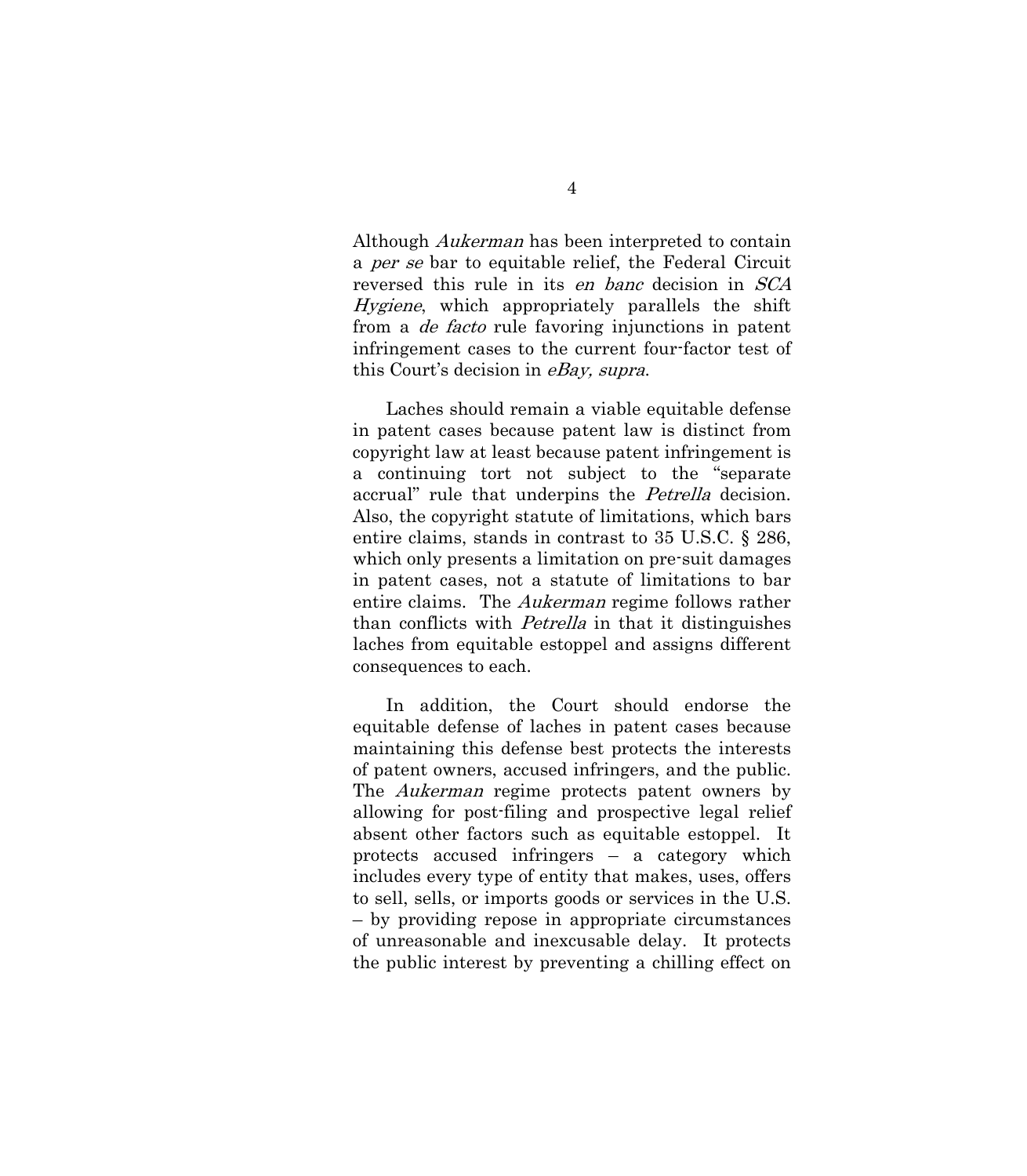Although *Aukerman* has been interpreted to contain a *per se* bar to equitable relief, the Federal Circuit reversed this rule in its *en banc* decision in *SCA Hygiene*, which appropriately parallels the shift from a *de facto* rule favoring injunctions in patent infringement cases to the current four-factor test of this Court's decision in *eBay, supra*.

Laches should remain a viable equitable defense in patent cases because patent law is distinct from copyright law at least because patent infringement is a continuing tort not subject to the "separate accrual" rule that underpins the *Petrella* decision. Also, the copyright statute of limitations, which bars entire claims, stands in contrast to 35 U.S.C. § 286, which only presents a limitation on pre-suit damages in patent cases, not a statute of limitations to bar entire claims. The *Aukerman* regime follows rather than conflicts with *Petrella* in that it distinguishes laches from equitable estoppel and assigns different consequences to each.

In addition, the Court should endorse the equitable defense of laches in patent cases because maintaining this defense best protects the interests of patent owners, accused infringers, and the public. The *Aukerman* regime protects patent owners by allowing for post-filing and prospective legal relief absent other factors such as equitable estoppel. It protects accused infringers – a category which includes every type of entity that makes, uses, offers to sell, sells, or imports goods or services in the U.S. – by providing repose in appropriate circumstances of unreasonable and inexcusable delay. It protects the public interest by preventing a chilling effect on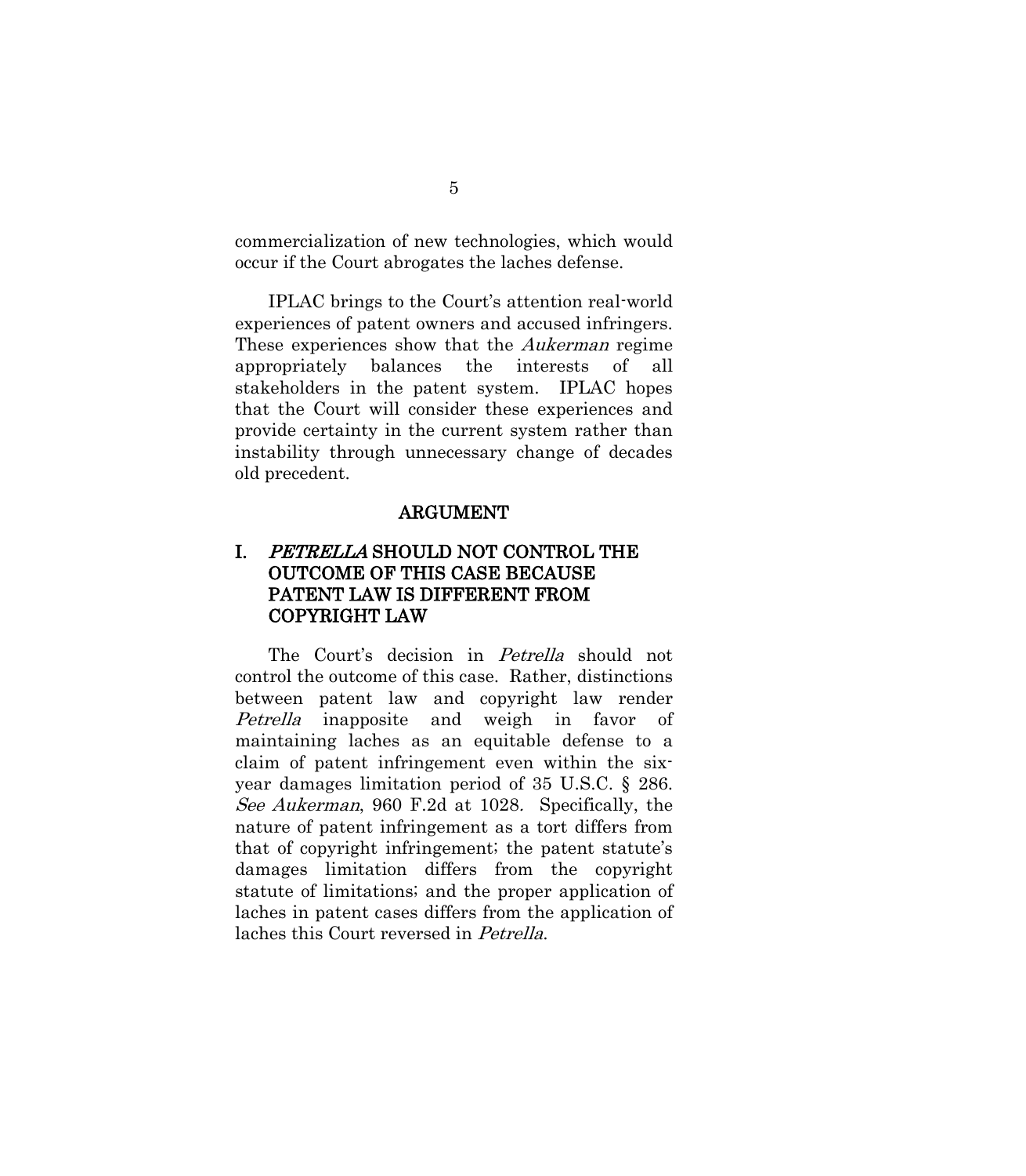commercialization of new technologies, which would occur if the Court abrogates the laches defense.

IPLAC brings to the Court's attention real-world experiences of patent owners and accused infringers. These experiences show that the *Aukerman* regime appropriately balances the interests of all stakeholders in the patent system. IPLAC hopes that the Court will consider these experiences and provide certainty in the current system rather than instability through unnecessary change of decades old precedent.

## ARGUMENT

### I. *PETRELLA* SHOULD NOT CONTROL THE OUTCOME OF THIS CASE BECAUSE PATENT LAW IS DIFFERENT FROM COPYRIGHT LAW

The Court's decision in *Petrella* should not control the outcome of this case. Rather, distinctions between patent law and copyright law render *Petrella* inapposite and weigh in favor of maintaining laches as an equitable defense to a claim of patent infringement even within the six-year damages limitation period of 35 U.S.C. § 286. *See Aukerman*, 960 F.2d at 1028. Specifically, the nature of patent infringement as a tort differs from that of copyright infringement; the patent statute's damages limitation differs from the copyright statute of limitations; and the proper application of laches in patent cases differs from the application of laches this Court reversed in *Petrella*.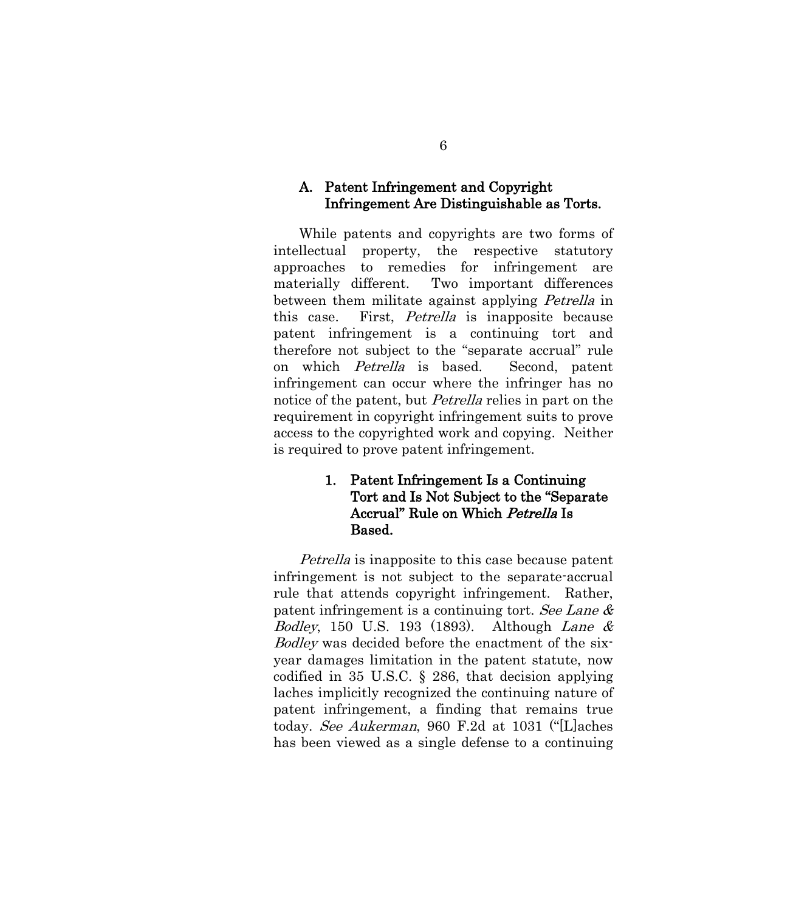### A. Patent Infringement and Copyright Infringement Are Distinguishable as Torts.

While patents and copyrights are two forms of intellectual property, the respective statutory approaches to remedies for infringement are materially different. Two important differences between them militate against applying *Petrella* in this case. First, *Petrella* is inapposite because patent infringement is a continuing tort and therefore not subject to the "separate accrual" rule on which *Petrella* is based. Second, patent infringement can occur where the infringer has no notice of the patent, but *Petrella* relies in part on the requirement in copyright infringement suits to prove access to the copyrighted work and copying. Neither is required to prove patent infringement.

#### 1. Patent Infringement Is a Continuing Tort and Is Not Subject to the "Separate Accrual" Rule on Which *Petrella* Is Based.

*Petrella* is inapposite to this case because patent infringement is not subject to the separate-accrual rule that attends copyright infringement. Rather, patent infringement is a continuing tort. *See Lane & Bodley*, 150 U.S. 193 (1893). Although *Lane & Bodley* was decided before the enactment of the six-year damages limitation in the patent statute, now codified in 35 U.S.C. § 286, that decision applying laches implicitly recognized the continuing nature of patent infringement, a finding that remains true today. *See Aukerman*, 960 F.2d at 1031 ("[L]aches has been viewed as a single defense to a continuing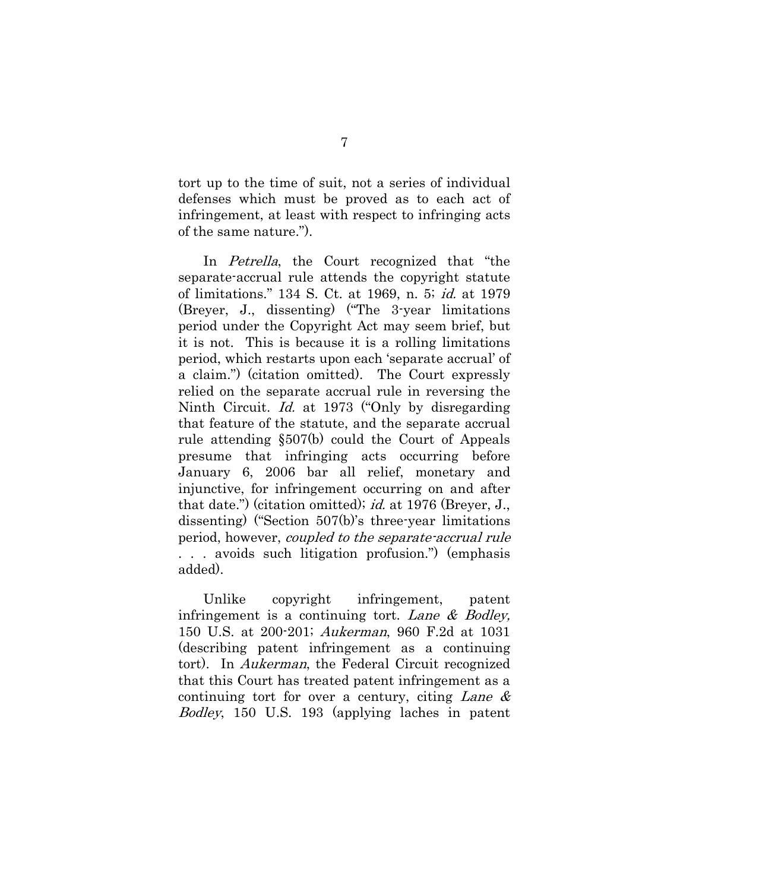tort up to the time of suit, not a series of individual defenses which must be proved as to each act of infringement, at least with respect to infringing acts of the same nature.").

In *Petrella*, the Court recognized that "the separate-accrual rule attends the copyright statute of limitations." 134 S. Ct. at 1969, n. 5; *id.* at 1979 (Breyer, J., dissenting) ("The 3-year limitations period under the Copyright Act may seem brief, but it is not. This is because it is a rolling limitations period, which restarts upon each 'separate accrual' of a claim.") (citation omitted). The Court expressly relied on the separate accrual rule in reversing the Ninth Circuit. *Id.* at 1973 ("Only by disregarding that feature of the statute, and the separate accrual rule attending §507(b) could the Court of Appeals presume that infringing acts occurring before January 6, 2006 bar all relief, monetary and injunctive, for infringement occurring on and after that date.") (citation omitted); *id.* at 1976 (Breyer, J., dissenting) ("Section 507(b)'s three-year limitations period, however, *coupled to the separate-accrual rule* . . . avoids such litigation profusion.") (emphasis added).

Unlike copyright infringement, patent infringement is a continuing tort. *Lane & Bodley,* 150 U.S. at 200-201; *Aukerman*, 960 F.2d at 1031 (describing patent infringement as a continuing tort). In *Aukerman*, the Federal Circuit recognized that this Court has treated patent infringement as a continuing tort for over a century, citing *Lane & Bodley*, 150 U.S. 193 (applying laches in patent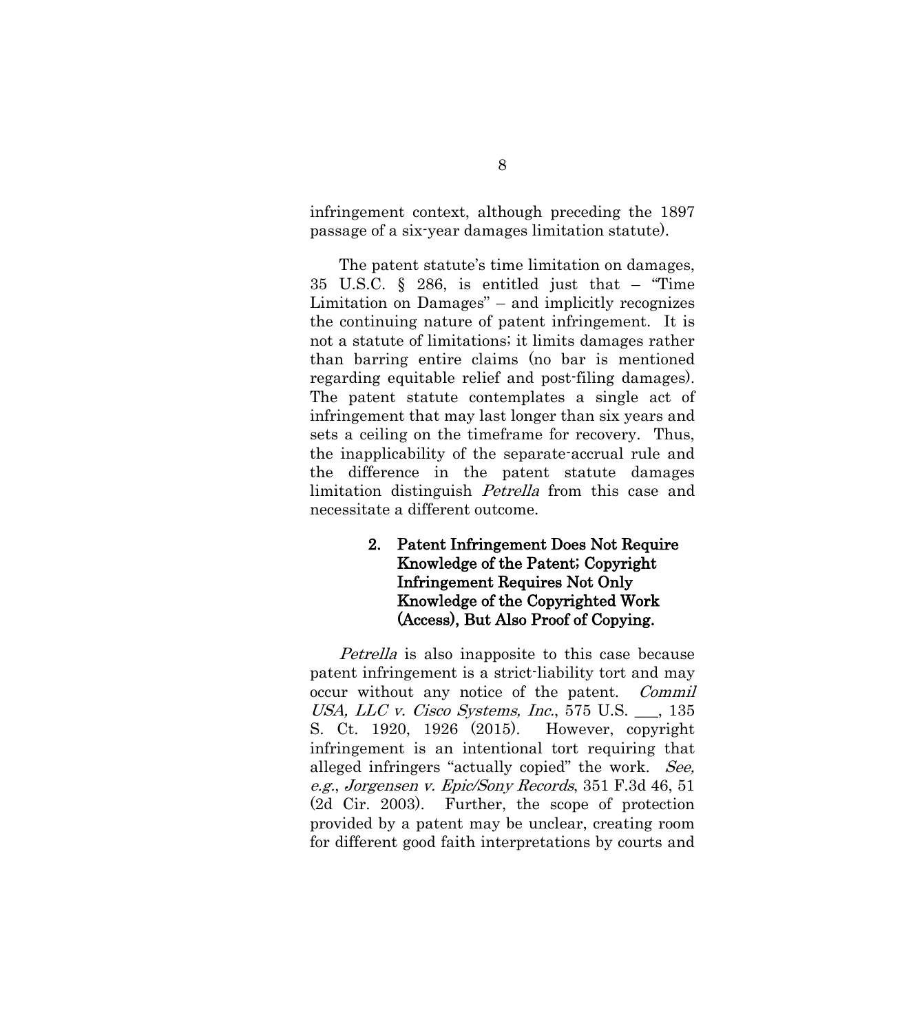infringement context, although preceding the 1897 passage of a six-year damages limitation statute).

The patent statute's time limitation on damages, 35 U.S.C. § 286, is entitled just that – "Time Limitation on Damages" – and implicitly recognizes the continuing nature of patent infringement. It is not a statute of limitations; it limits damages rather than barring entire claims (no bar is mentioned regarding equitable relief and post-filing damages). The patent statute contemplates a single act of infringement that may last longer than six years and sets a ceiling on the timeframe for recovery. Thus, the inapplicability of the separate-accrual rule and the difference in the patent statute damages limitation distinguish *Petrella* from this case and necessitate a different outcome.

### 2. Patent Infringement Does Not Require Knowledge of the Patent; Copyright Infringement Requires Not Only Knowledge of the Copyrighted Work (Access), But Also Proof of Copying.

*Petrella* is also inapposite to this case because patent infringement is a strict-liability tort and may occur without any notice of the patent. *Commil USA, LLC v. Cisco Systems, Inc.*, 575 U.S. ___, 135 S. Ct. 1920, 1926 (2015). However, copyright infringement is an intentional tort requiring that alleged infringers "actually copied" the work. *See, e.g.*, *Jorgensen v. Epic/Sony Records*, 351 F.3d 46, 51 (2d Cir. 2003). Further, the scope of protection provided by a patent may be unclear, creating room for different good faith interpretations by courts and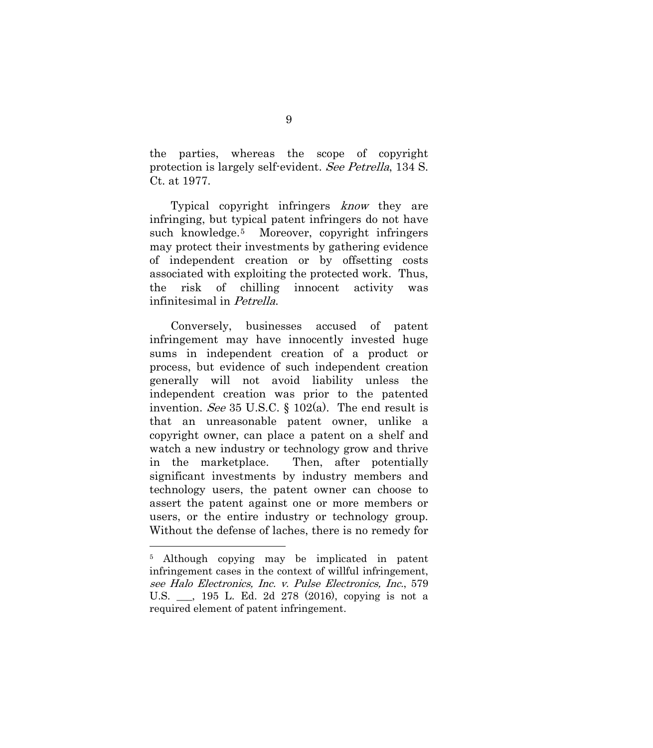the parties, whereas the scope of copyright protection is largely self-evident. *See Petrella*, 134 S. Ct. at 1977.

Typical copyright infringers *know* they are infringing, but typical patent infringers do not have such knowledge.[5] Moreover, copyright infringers may protect their investments by gathering evidence of independent creation or by offsetting costs associated with exploiting the protected work. Thus, the risk of chilling innocent activity was infinitesimal in *Petrella*.

Conversely, businesses accused of patent infringement may have innocently invested huge sums in independent creation of a product or process, but evidence of such independent creation generally will not avoid liability unless the independent creation was prior to the patented invention. *See* 35 U.S.C. § 102(a). The end result is that an unreasonable patent owner, unlike a copyright owner, can place a patent on a shelf and watch a new industry or technology grow and thrive in the marketplace. Then, after potentially significant investments by industry members and technology users, the patent owner can choose to assert the patent against one or more members or users, or the entire industry or technology group. Without the defense of laches, there is no remedy for

---

[5] Although copying may be implicated in patent infringement cases in the context of willful infringement, *see Halo Electronics, Inc. v. Pulse Electronics, Inc.*, 579 U.S. ___, 195 L. Ed. 2d 278 (2016), copying is not a required element of patent infringement.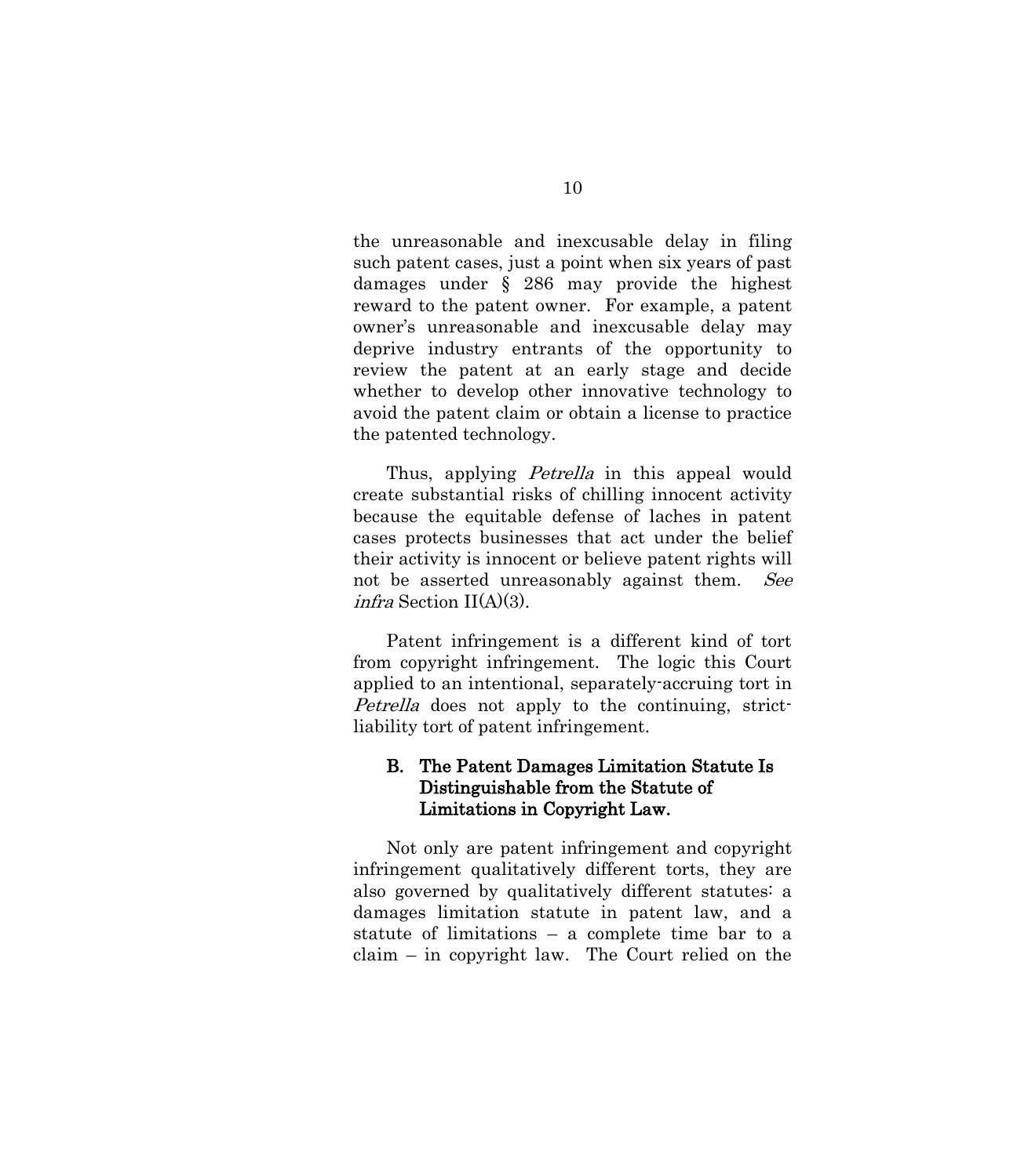the unreasonable and inexcusable delay in filing such patent cases, just a point when six years of past damages under § 286 may provide the highest reward to the patent owner. For example, a patent owner's unreasonable and inexcusable delay may deprive industry entrants of the opportunity to review the patent at an early stage and decide whether to develop other innovative technology to avoid the patent claim or obtain a license to practice the patented technology.

Thus, applying *Petrella* in this appeal would create substantial risks of chilling innocent activity because the equitable defense of laches in patent cases protects businesses that act under the belief their activity is innocent or believe patent rights will not be asserted unreasonably against them. *See infra* Section II(A)(3).

Patent infringement is a different kind of tort from copyright infringement. The logic this Court applied to an intentional, separately-accruing tort in *Petrella* does not apply to the continuing, strict-liability tort of patent infringement.

### B. The Patent Damages Limitation Statute Is Distinguishable from the Statute of Limitations in Copyright Law.

Not only are patent infringement and copyright infringement qualitatively different torts, they are also governed by qualitatively different statutes: a damages limitation statute in patent law, and a statute of limitations – a complete time bar to a claim – in copyright law. The Court relied on the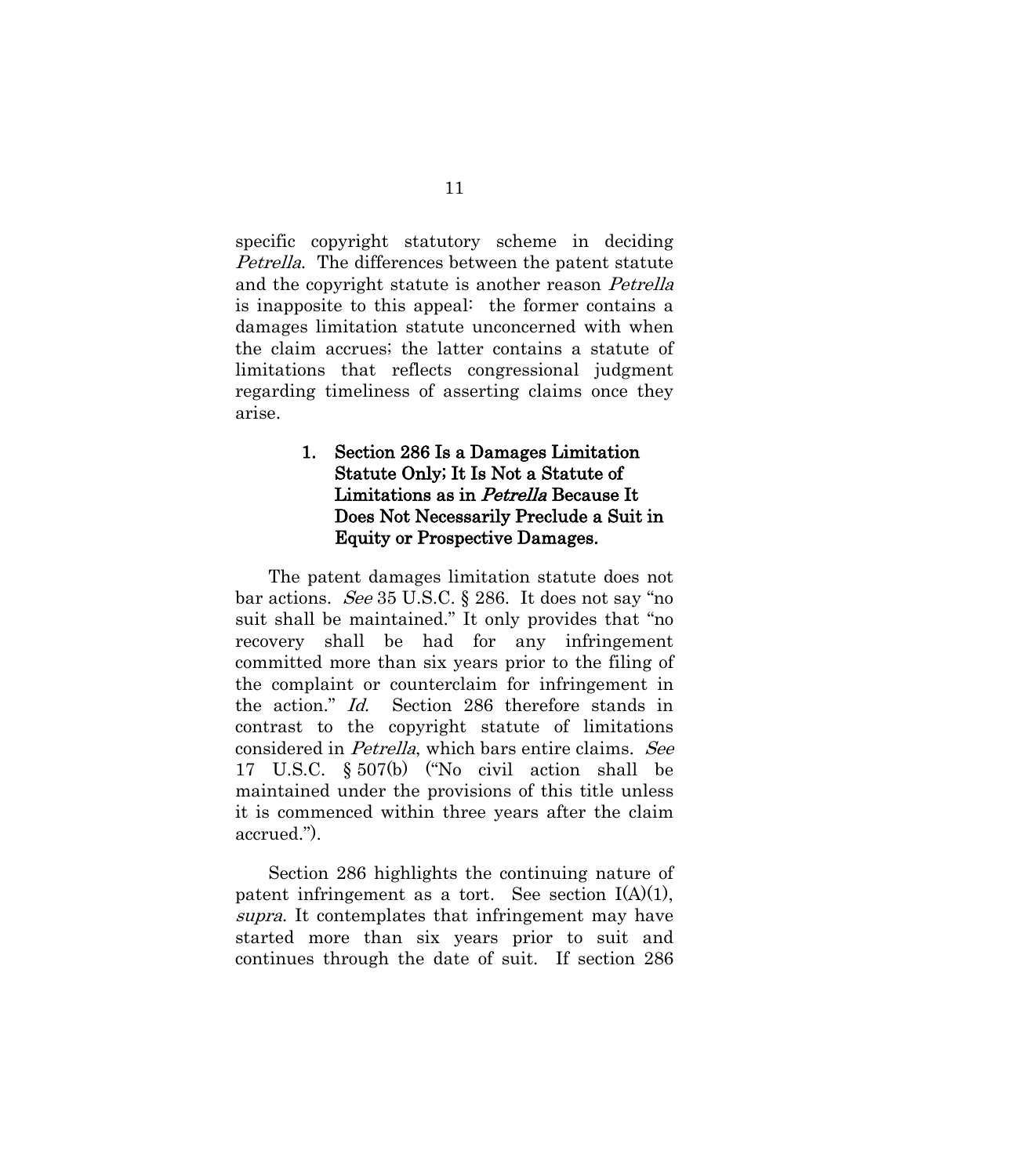specific copyright statutory scheme in deciding *Petrella*. The differences between the patent statute and the copyright statute is another reason *Petrella* is inapposite to this appeal: the former contains a damages limitation statute unconcerned with when the claim accrues; the latter contains a statute of limitations that reflects congressional judgment regarding timeliness of asserting claims once they arise.

### 1. Section 286 Is a Damages Limitation Statute Only; It Is Not a Statute of Limitations as in *Petrella* Because It Does Not Necessarily Preclude a Suit in Equity or Prospective Damages.

The patent damages limitation statute does not bar actions. *See* 35 U.S.C. § 286. It does not say "no suit shall be maintained." It only provides that "no recovery shall be had for any infringement committed more than six years prior to the filing of the complaint or counterclaim for infringement in the action." *Id.* Section 286 therefore stands in contrast to the copyright statute of limitations considered in *Petrella*, which bars entire claims. *See* 17 U.S.C. § 507(b) ("No civil action shall be maintained under the provisions of this title unless it is commenced within three years after the claim accrued.").

Section 286 highlights the continuing nature of patent infringement as a tort. See section I(A)(1), *supra*. It contemplates that infringement may have started more than six years prior to suit and continues through the date of suit. If section 286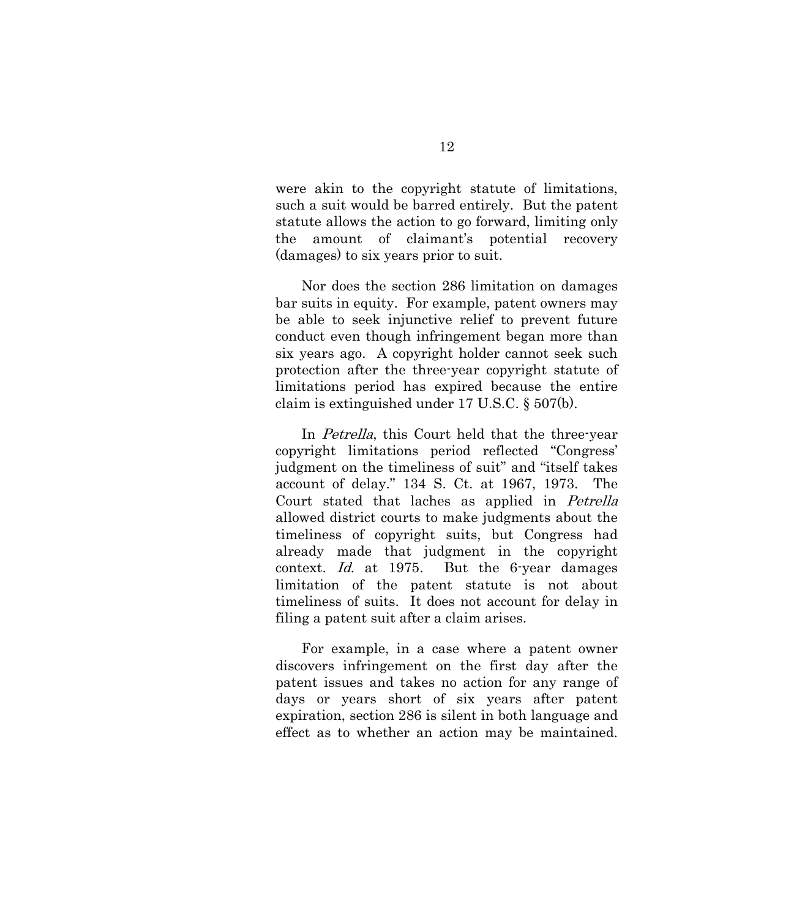were akin to the copyright statute of limitations, such a suit would be barred entirely. But the patent statute allows the action to go forward, limiting only the amount of claimant's potential recovery (damages) to six years prior to suit.

Nor does the section 286 limitation on damages bar suits in equity. For example, patent owners may be able to seek injunctive relief to prevent future conduct even though infringement began more than six years ago. A copyright holder cannot seek such protection after the three-year copyright statute of limitations period has expired because the entire claim is extinguished under 17 U.S.C. § 507(b).

In *Petrella*, this Court held that the three-year copyright limitations period reflected "Congress' judgment on the timeliness of suit" and "itself takes account of delay." 134 S. Ct. at 1967, 1973. The Court stated that laches as applied in *Petrella* allowed district courts to make judgments about the timeliness of copyright suits, but Congress had already made that judgment in the copyright context. *Id.* at 1975. But the 6-year damages limitation of the patent statute is not about timeliness of suits. It does not account for delay in filing a patent suit after a claim arises.

For example, in a case where a patent owner discovers infringement on the first day after the patent issues and takes no action for any range of days or years short of six years after patent expiration, section 286 is silent in both language and effect as to whether an action may be maintained.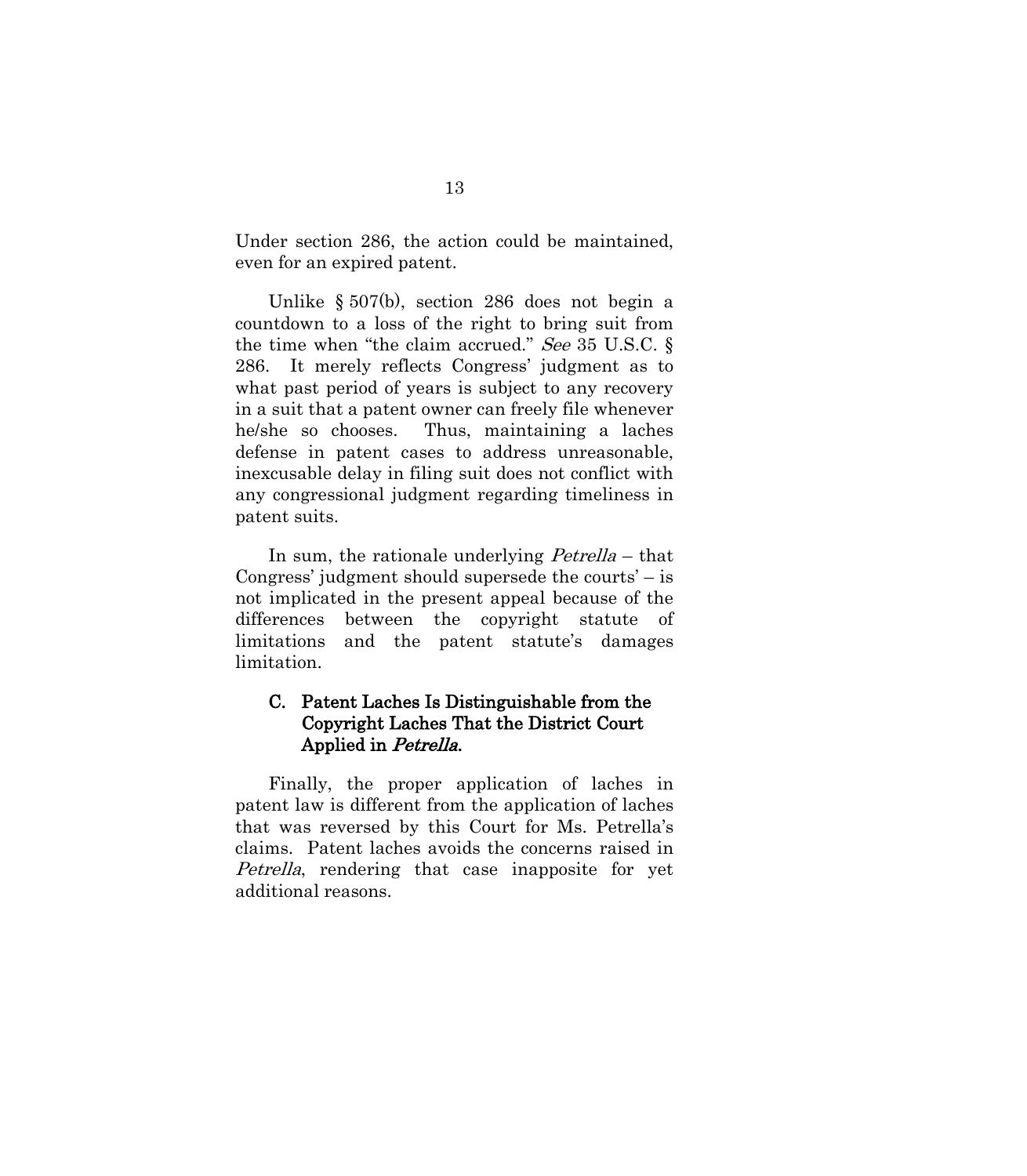Under section 286, the action could be maintained, even for an expired patent.

Unlike § 507(b), section 286 does not begin a countdown to a loss of the right to bring suit from the time when "the claim accrued." *See* 35 U.S.C. § 286. It merely reflects Congress' judgment as to what past period of years is subject to any recovery in a suit that a patent owner can freely file whenever he/she so chooses. Thus, maintaining a laches defense in patent cases to address unreasonable, inexcusable delay in filing suit does not conflict with any congressional judgment regarding timeliness in patent suits.

In sum, the rationale underlying *Petrella* – that Congress' judgment should supersede the courts' – is not implicated in the present appeal because of the differences between the copyright statute of limitations and the patent statute's damages limitation.

### C. Patent Laches Is Distinguishable from the Copyright Laches That the District Court Applied in *Petrella*.

Finally, the proper application of laches in patent law is different from the application of laches that was reversed by this Court for Ms. Petrella's claims. Patent laches avoids the concerns raised in *Petrella*, rendering that case inapposite for yet additional reasons.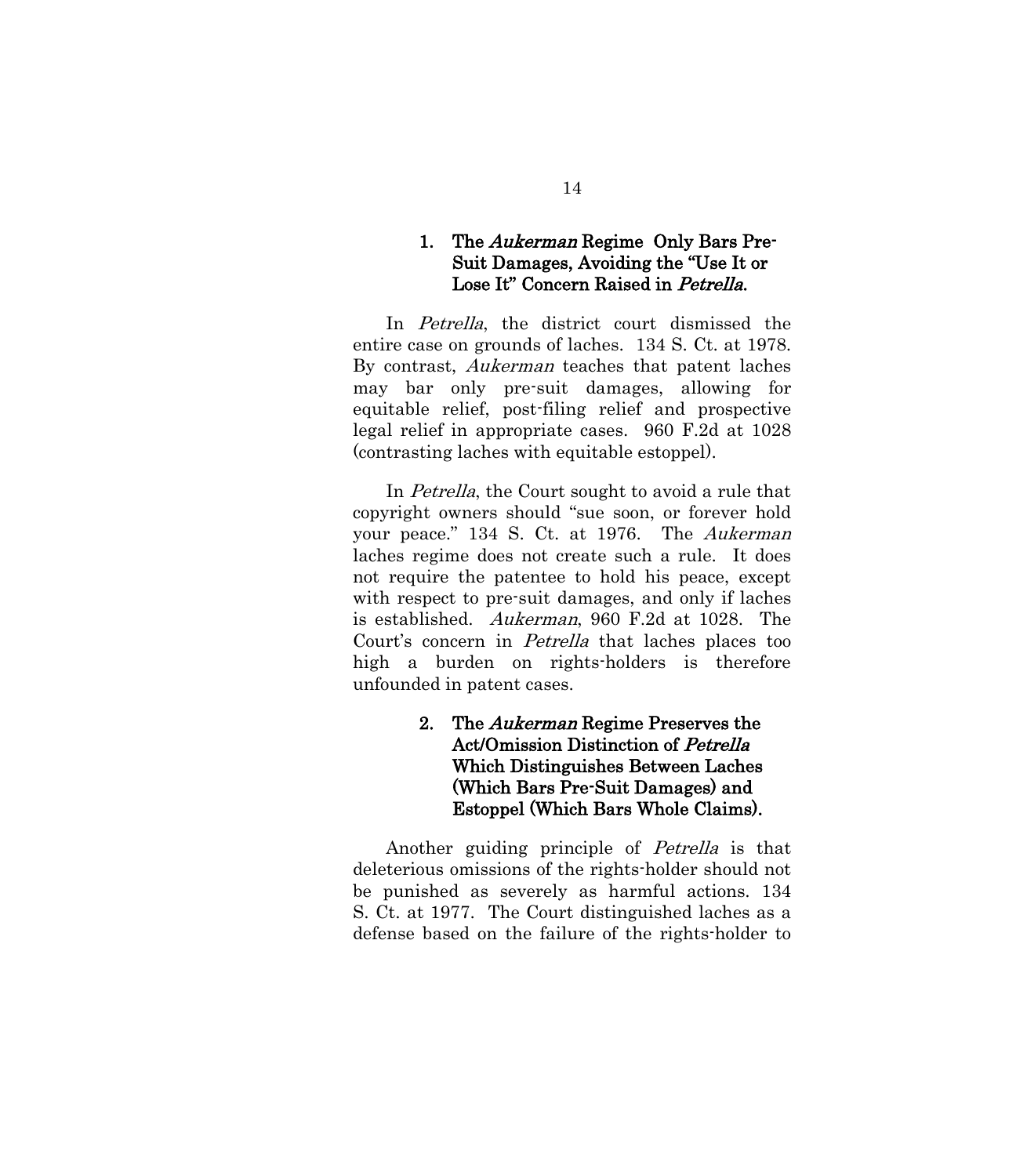### 1. The *Aukerman* Regime Only Bars Pre-Suit Damages, Avoiding the "Use It or Lose It" Concern Raised in *Petrella*.

In *Petrella*, the district court dismissed the entire case on grounds of laches. 134 S. Ct. at 1978. By contrast, *Aukerman* teaches that patent laches may bar only pre-suit damages, allowing for equitable relief, post-filing relief and prospective legal relief in appropriate cases. 960 F.2d at 1028 (contrasting laches with equitable estoppel).

In *Petrella*, the Court sought to avoid a rule that copyright owners should "sue soon, or forever hold your peace." 134 S. Ct. at 1976. The *Aukerman* laches regime does not create such a rule. It does not require the patentee to hold his peace, except with respect to pre-suit damages, and only if laches is established. *Aukerman*, 960 F.2d at 1028. The Court's concern in *Petrella* that laches places too high a burden on rights-holders is therefore unfounded in patent cases.

### 2. The *Aukerman* Regime Preserves the Act/Omission Distinction of *Petrella* Which Distinguishes Between Laches (Which Bars Pre-Suit Damages) and Estoppel (Which Bars Whole Claims).

Another guiding principle of *Petrella* is that deleterious omissions of the rights-holder should not be punished as severely as harmful actions. 134 S. Ct. at 1977. The Court distinguished laches as a defense based on the failure of the rights-holder to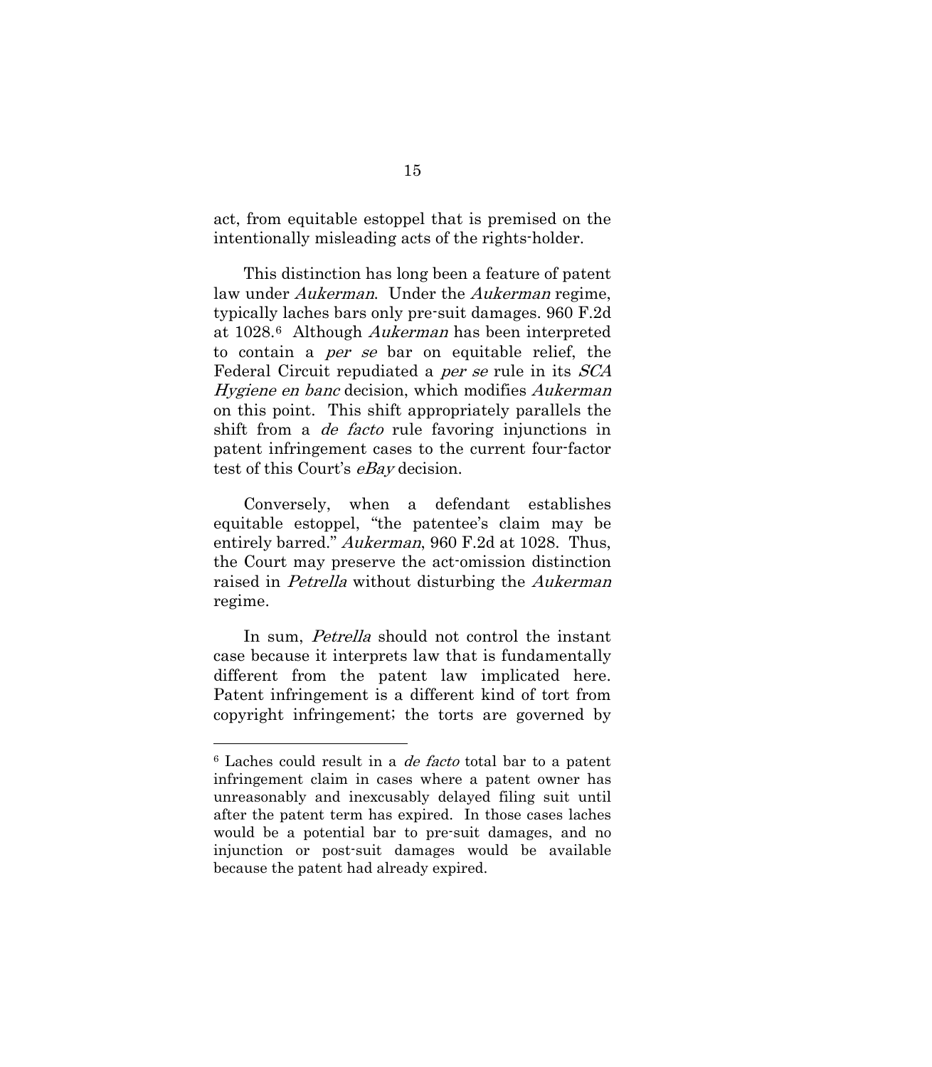act, from equitable estoppel that is premised on the intentionally misleading acts of the rights-holder.

This distinction has long been a feature of patent law under *Aukerman*. Under the *Aukerman* regime, typically laches bars only pre-suit damages. 960 F.2d at 1028.[6] Although *Aukerman* has been interpreted to contain a *per se* bar on equitable relief, the Federal Circuit repudiated a *per se* rule in its *SCA Hygiene en banc* decision, which modifies *Aukerman* on this point. This shift appropriately parallels the shift from a *de facto* rule favoring injunctions in patent infringement cases to the current four-factor test of this Court's *eBay* decision.

Conversely, when a defendant establishes equitable estoppel, "the patentee's claim may be entirely barred." *Aukerman*, 960 F.2d at 1028. Thus, the Court may preserve the act-omission distinction raised in *Petrella* without disturbing the *Aukerman* regime.

In sum, *Petrella* should not control the instant case because it interprets law that is fundamentally different from the patent law implicated here. Patent infringement is a different kind of tort from copyright infringement; the torts are governed by

---

[6] Laches could result in a *de facto* total bar to a patent infringement claim in cases where a patent owner has unreasonably and inexcusably delayed filing suit until after the patent term has expired. In those cases laches would be a potential bar to pre-suit damages, and no injunction or post-suit damages would be available because the patent had already expired.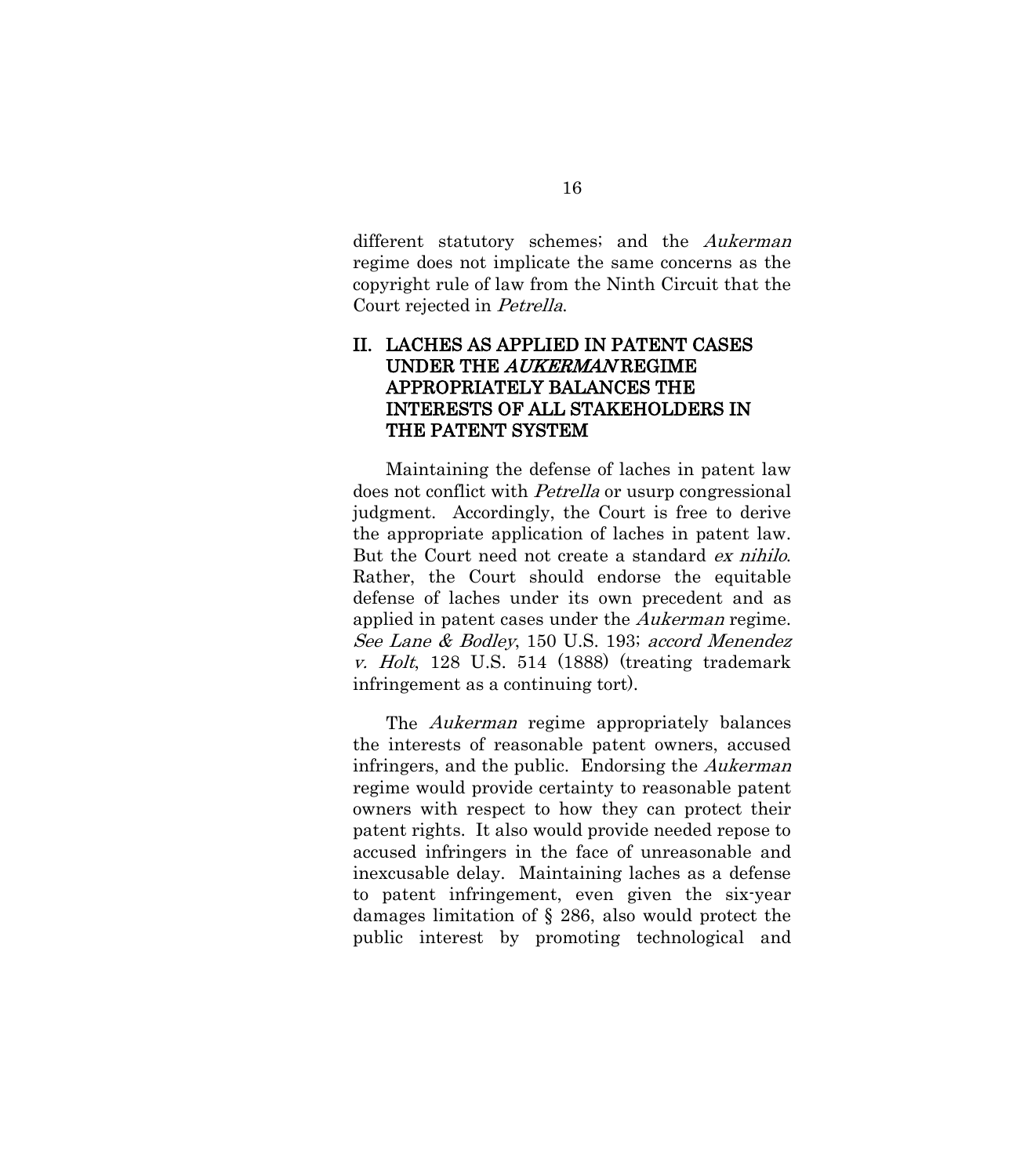different statutory schemes; and the *Aukerman* regime does not implicate the same concerns as the copyright rule of law from the Ninth Circuit that the Court rejected in *Petrella*.

## II. LACHES AS APPLIED IN PATENT CASES UNDER THE *AUKERMAN* REGIME APPROPRIATELY BALANCES THE INTERESTS OF ALL STAKEHOLDERS IN THE PATENT SYSTEM

Maintaining the defense of laches in patent law does not conflict with *Petrella* or usurp congressional judgment. Accordingly, the Court is free to derive the appropriate application of laches in patent law. But the Court need not create a standard *ex nihilo*. Rather, the Court should endorse the equitable defense of laches under its own precedent and as applied in patent cases under the *Aukerman* regime. *See Lane & Bodley*, 150 U.S. 193; *accord Menendez v. Holt*, 128 U.S. 514 (1888) (treating trademark infringement as a continuing tort).

The *Aukerman* regime appropriately balances the interests of reasonable patent owners, accused infringers, and the public. Endorsing the *Aukerman* regime would provide certainty to reasonable patent owners with respect to how they can protect their patent rights. It also would provide needed repose to accused infringers in the face of unreasonable and inexcusable delay. Maintaining laches as a defense to patent infringement, even given the six-year damages limitation of § 286, also would protect the public interest by promoting technological and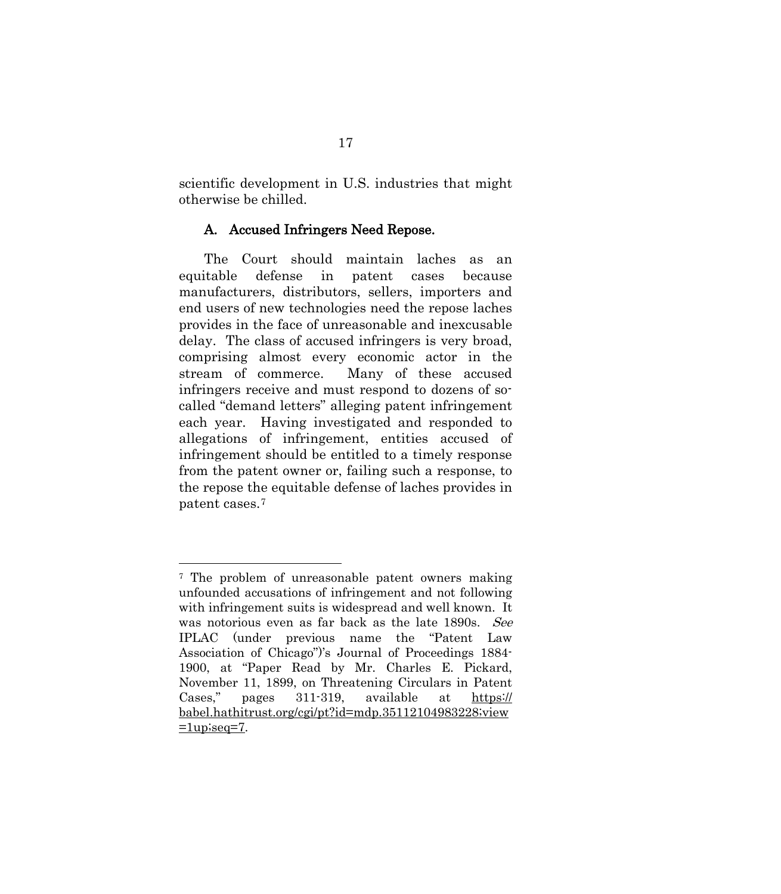scientific development in U.S. industries that might otherwise be chilled.

### A. Accused Infringers Need Repose.

The Court should maintain laches as an equitable defense in patent cases because manufacturers, distributors, sellers, importers and end users of new technologies need the repose laches provides in the face of unreasonable and inexcusable delay. The class of accused infringers is very broad, comprising almost every economic actor in the stream of commerce. Many of these accused infringers receive and must respond to dozens of so-called "demand letters" alleging patent infringement each year. Having investigated and responded to allegations of infringement, entities accused of infringement should be entitled to a timely response from the patent owner or, failing such a response, to the repose the equitable defense of laches provides in patent cases.[7]

---

[7] The problem of unreasonable patent owners making unfounded accusations of infringement and not following with infringement suits is widespread and well known. It was notorious even as far back as the late 1890s. *See* IPLAC (under previous name the "Patent Law Association of Chicago")'s Journal of Proceedings 1884-1900, at "Paper Read by Mr. Charles E. Pickard, November 11, 1899, on Threatening Circulars in Patent Cases," pages 311-319, available at https://babel.hathitrust.org/cgi/pt?id=mdp.35112104983228;view=1up;seq=7.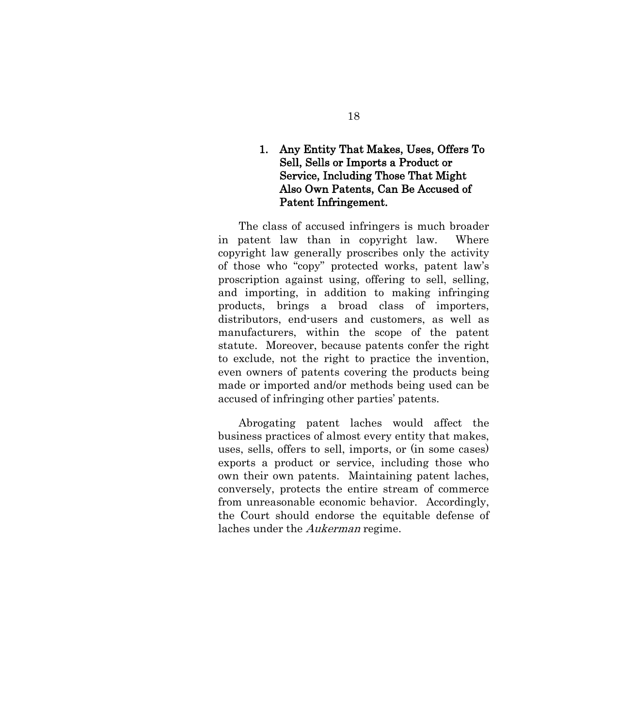### 1. Any Entity That Makes, Uses, Offers To Sell, Sells or Imports a Product or Service, Including Those That Might Also Own Patents, Can Be Accused of Patent Infringement.

The class of accused infringers is much broader in patent law than in copyright law. Where copyright law generally proscribes only the activity of those who "copy" protected works, patent law's proscription against using, offering to sell, selling, and importing, in addition to making infringing products, brings a broad class of importers, distributors, end-users and customers, as well as manufacturers, within the scope of the patent statute. Moreover, because patents confer the right to exclude, not the right to practice the invention, even owners of patents covering the products being made or imported and/or methods being used can be accused of infringing other parties' patents.

Abrogating patent laches would affect the business practices of almost every entity that makes, uses, sells, offers to sell, imports, or (in some cases) exports a product or service, including those who own their own patents. Maintaining patent laches, conversely, protects the entire stream of commerce from unreasonable economic behavior. Accordingly, the Court should endorse the equitable defense of laches under the *Aukerman* regime.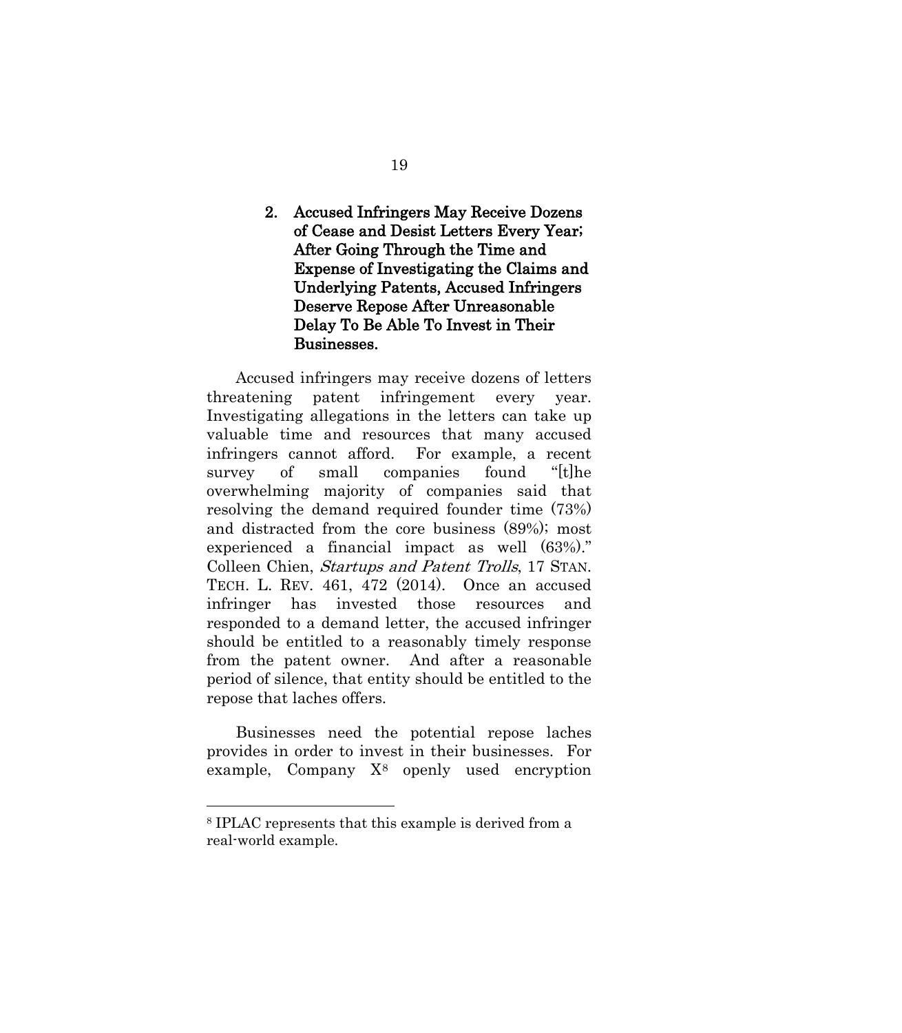### 2. Accused Infringers May Receive Dozens of Cease and Desist Letters Every Year; After Going Through the Time and Expense of Investigating the Claims and Underlying Patents, Accused Infringers Deserve Repose After Unreasonable Delay To Be Able To Invest in Their Businesses.

Accused infringers may receive dozens of letters threatening patent infringement every year. Investigating allegations in the letters can take up valuable time and resources that many accused infringers cannot afford. For example, a recent survey of small companies found "[t]he overwhelming majority of companies said that resolving the demand required founder time (73%) and distracted from the core business (89%); most experienced a financial impact as well (63%)." Colleen Chien, *Startups and Patent Trolls*, 17 STAN. TECH. L. REV. 461, 472 (2014). Once an accused infringer has invested those resources and responded to a demand letter, the accused infringer should be entitled to a reasonably timely response from the patent owner. And after a reasonable period of silence, that entity should be entitled to the repose that laches offers.

Businesses need the potential repose laches provides in order to invest in their businesses. For example, Company X[8] openly used encryption

---

[8] IPLAC represents that this example is derived from a real-world example.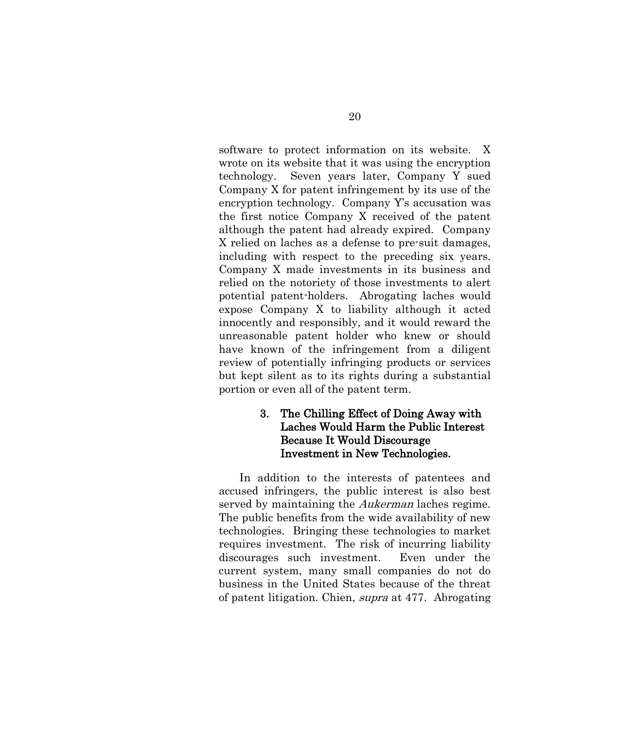software to protect information on its website. X wrote on its website that it was using the encryption technology. Seven years later, Company Y sued Company X for patent infringement by its use of the encryption technology. Company Y's accusation was the first notice Company X received of the patent although the patent had already expired. Company X relied on laches as a defense to pre-suit damages, including with respect to the preceding six years. Company X made investments in its business and relied on the notoriety of those investments to alert potential patent-holders. Abrogating laches would expose Company X to liability although it acted innocently and responsibly, and it would reward the unreasonable patent holder who knew or should have known of the infringement from a diligent review of potentially infringing products or services but kept silent as to its rights during a substantial portion or even all of the patent term.

#### 3. The Chilling Effect of Doing Away with Laches Would Harm the Public Interest Because It Would Discourage Investment in New Technologies.

In addition to the interests of patentees and accused infringers, the public interest is also best served by maintaining the *Aukerman* laches regime. The public benefits from the wide availability of new technologies. Bringing these technologies to market requires investment. The risk of incurring liability discourages such investment. Even under the current system, many small companies do not do business in the United States because of the threat of patent litigation. Chien, *supra* at 477. Abrogating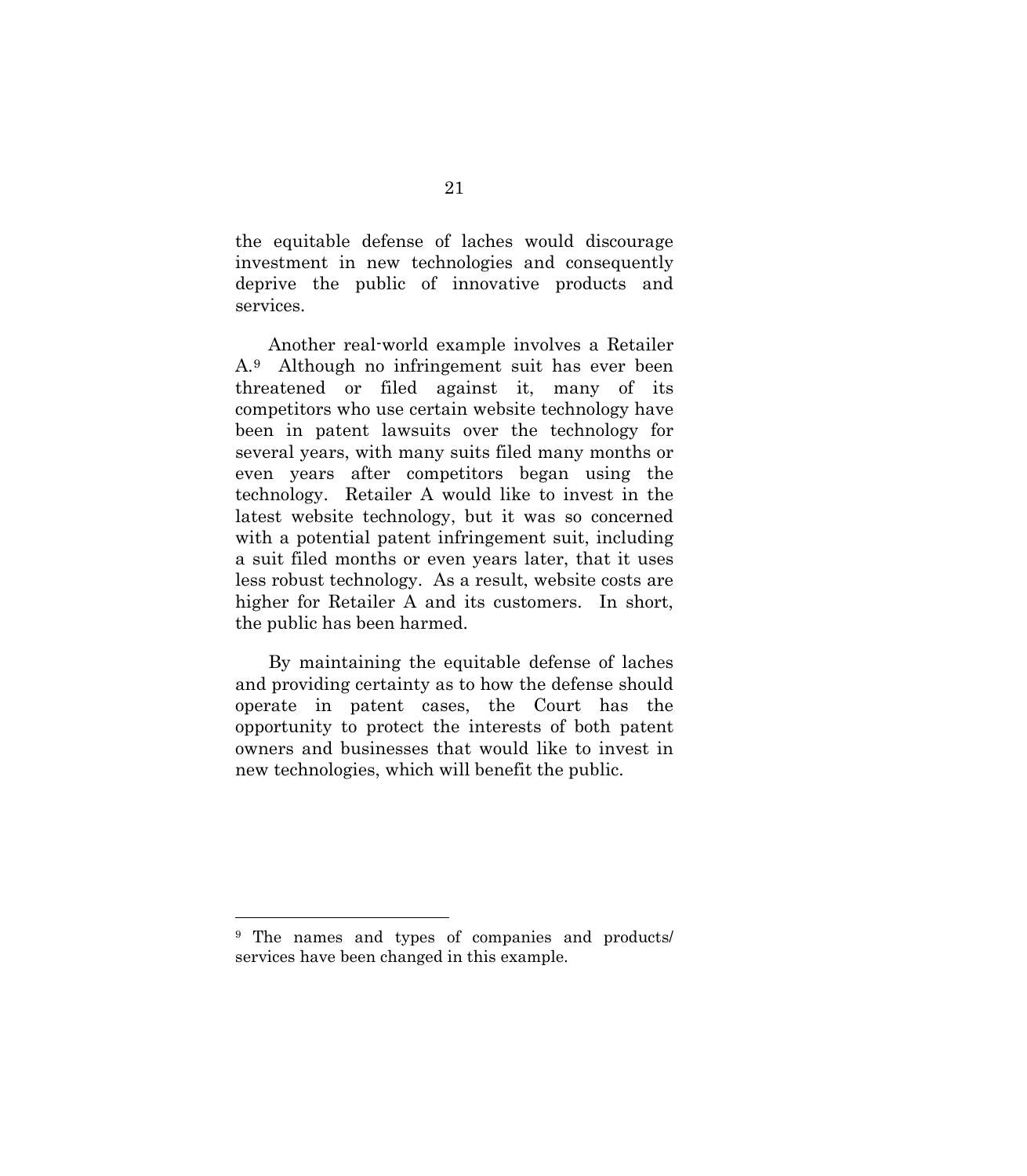the equitable defense of laches would discourage investment in new technologies and consequently deprive the public of innovative products and services.

Another real-world example involves a Retailer A.[9] Although no infringement suit has ever been threatened or filed against it, many of its competitors who use certain website technology have been in patent lawsuits over the technology for several years, with many suits filed many months or even years after competitors began using the technology. Retailer A would like to invest in the latest website technology, but it was so concerned with a potential patent infringement suit, including a suit filed months or even years later, that it uses less robust technology. As a result, website costs are higher for Retailer A and its customers. In short, the public has been harmed.

By maintaining the equitable defense of laches and providing certainty as to how the defense should operate in patent cases, the Court has the opportunity to protect the interests of both patent owners and businesses that would like to invest in new technologies, which will benefit the public.

---

[9] The names and types of companies and products/ services have been changed in this example.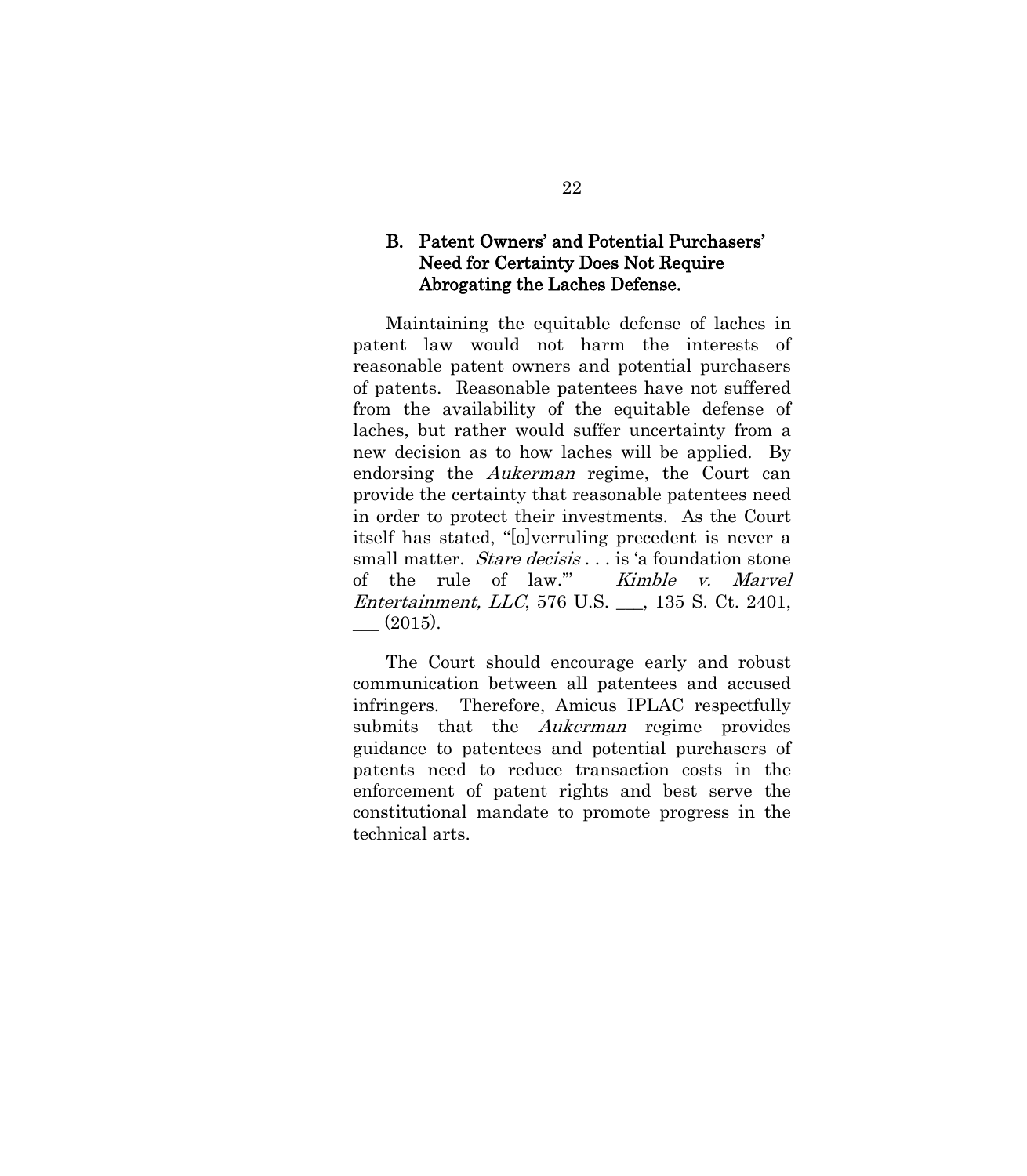### B. Patent Owners' and Potential Purchasers' Need for Certainty Does Not Require Abrogating the Laches Defense.

Maintaining the equitable defense of laches in patent law would not harm the interests of reasonable patent owners and potential purchasers of patents. Reasonable patentees have not suffered from the availability of the equitable defense of laches, but rather would suffer uncertainty from a new decision as to how laches will be applied. By endorsing the *Aukerman* regime, the Court can provide the certainty that reasonable patentees need in order to protect their investments. As the Court itself has stated, "[o]verruling precedent is never a small matter. *Stare decisis* . . . is 'a foundation stone of the rule of law.'" *Kimble v. Marvel Entertainment, LLC*, 576 U.S. ___, 135 S. Ct. 2401, ___ (2015).

The Court should encourage early and robust communication between all patentees and accused infringers. Therefore, Amicus IPLAC respectfully submits that the *Aukerman* regime provides guidance to patentees and potential purchasers of patents need to reduce transaction costs in the enforcement of patent rights and best serve the constitutional mandate to promote progress in the technical arts.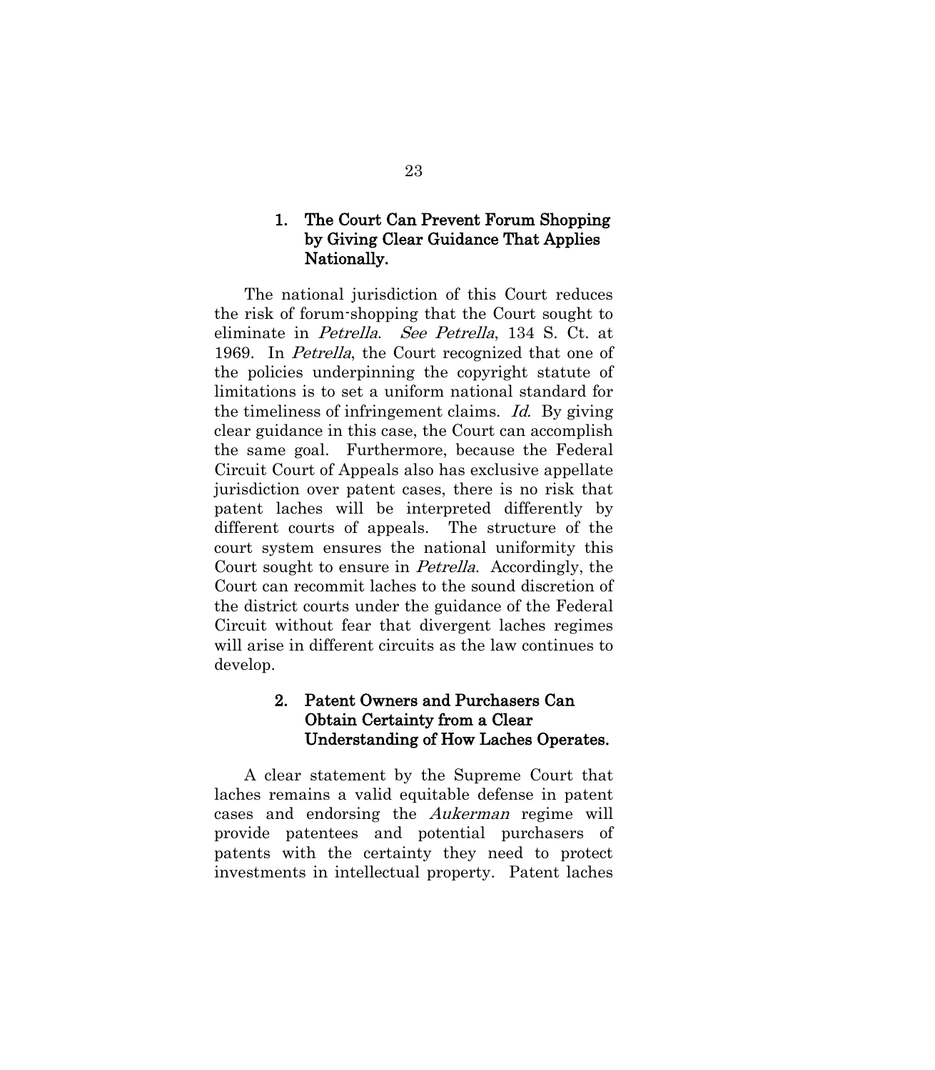### 1. The Court Can Prevent Forum Shopping by Giving Clear Guidance That Applies Nationally.

The national jurisdiction of this Court reduces the risk of forum-shopping that the Court sought to eliminate in *Petrella*. *See Petrella*, 134 S. Ct. at 1969. In *Petrella*, the Court recognized that one of the policies underpinning the copyright statute of limitations is to set a uniform national standard for the timeliness of infringement claims. *Id.* By giving clear guidance in this case, the Court can accomplish the same goal. Furthermore, because the Federal Circuit Court of Appeals also has exclusive appellate jurisdiction over patent cases, there is no risk that patent laches will be interpreted differently by different courts of appeals. The structure of the court system ensures the national uniformity this Court sought to ensure in *Petrella*. Accordingly, the Court can recommit laches to the sound discretion of the district courts under the guidance of the Federal Circuit without fear that divergent laches regimes will arise in different circuits as the law continues to develop.

### 2. Patent Owners and Purchasers Can Obtain Certainty from a Clear Understanding of How Laches Operates.

A clear statement by the Supreme Court that laches remains a valid equitable defense in patent cases and endorsing the *Aukerman* regime will provide patentees and potential purchasers of patents with the certainty they need to protect investments in intellectual property. Patent laches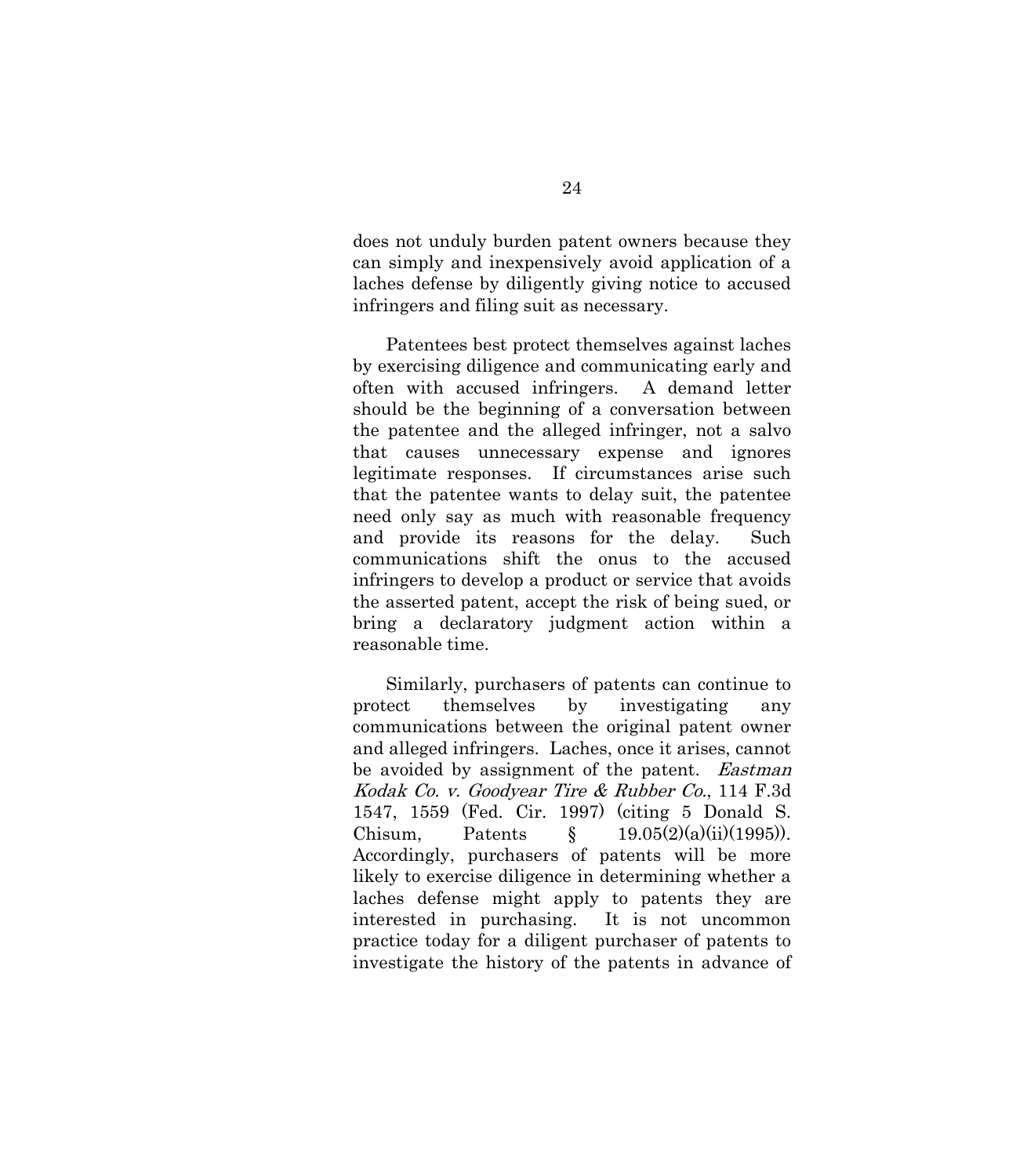does not unduly burden patent owners because they can simply and inexpensively avoid application of a laches defense by diligently giving notice to accused infringers and filing suit as necessary.

Patentees best protect themselves against laches by exercising diligence and communicating early and often with accused infringers. A demand letter should be the beginning of a conversation between the patentee and the alleged infringer, not a salvo that causes unnecessary expense and ignores legitimate responses. If circumstances arise such that the patentee wants to delay suit, the patentee need only say as much with reasonable frequency and provide its reasons for the delay. Such communications shift the onus to the accused infringers to develop a product or service that avoids the asserted patent, accept the risk of being sued, or bring a declaratory judgment action within a reasonable time.

Similarly, purchasers of patents can continue to protect themselves by investigating any communications between the original patent owner and alleged infringers. Laches, once it arises, cannot be avoided by assignment of the patent. *Eastman Kodak Co. v. Goodyear Tire & Rubber Co.*, 114 F.3d 1547, 1559 (Fed. Cir. 1997) (citing 5 Donald S. Chisum, Patents § 19.05(2)(a)(ii)(1995)). Accordingly, purchasers of patents will be more likely to exercise diligence in determining whether a laches defense might apply to patents they are interested in purchasing. It is not uncommon practice today for a diligent purchaser of patents to investigate the history of the patents in advance of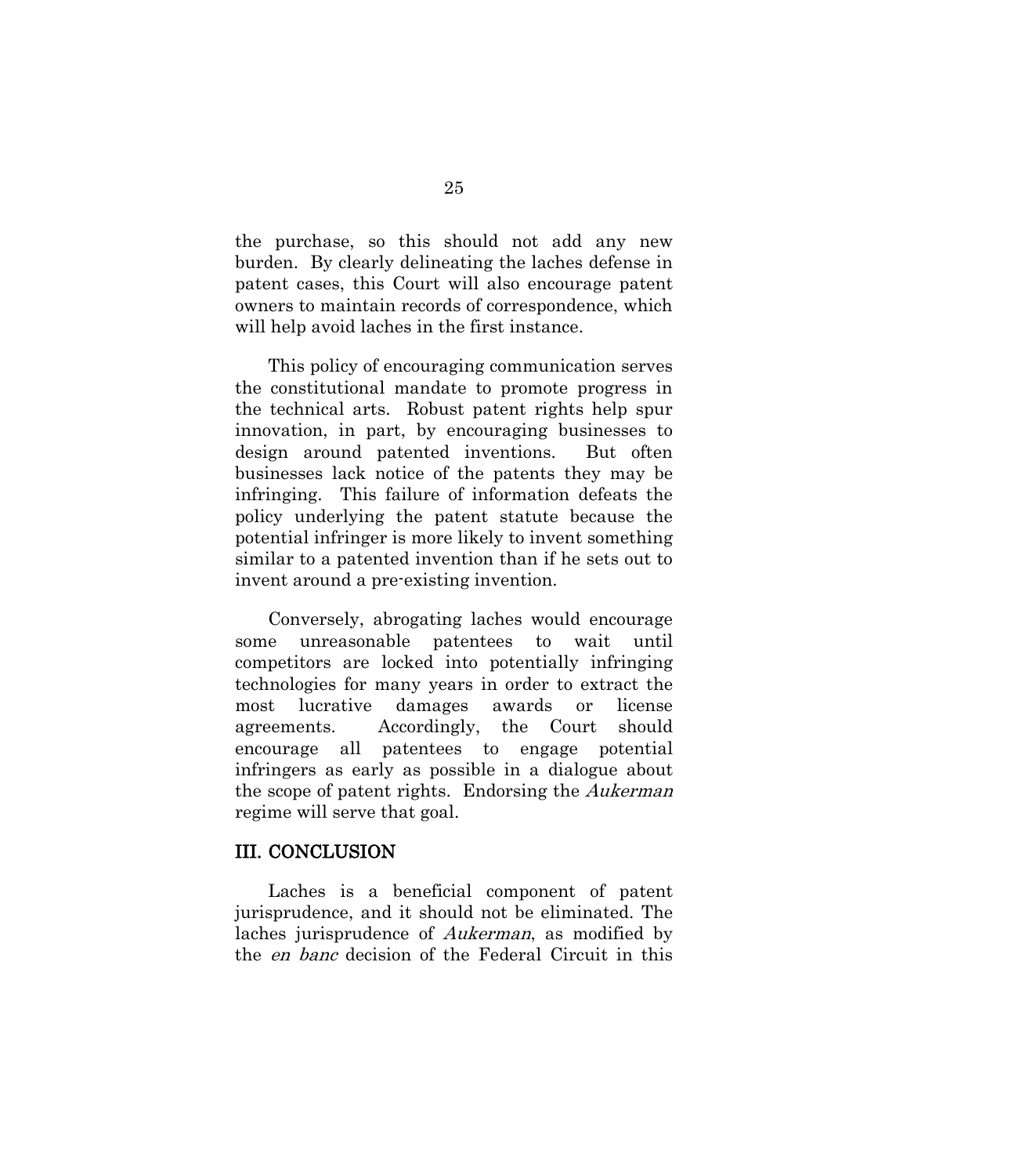the purchase, so this should not add any new burden. By clearly delineating the laches defense in patent cases, this Court will also encourage patent owners to maintain records of correspondence, which will help avoid laches in the first instance.

This policy of encouraging communication serves the constitutional mandate to promote progress in the technical arts. Robust patent rights help spur innovation, in part, by encouraging businesses to design around patented inventions. But often businesses lack notice of the patents they may be infringing. This failure of information defeats the policy underlying the patent statute because the potential infringer is more likely to invent something similar to a patented invention than if he sets out to invent around a pre-existing invention.

Conversely, abrogating laches would encourage some unreasonable patentees to wait until competitors are locked into potentially infringing technologies for many years in order to extract the most lucrative damages awards or license agreements. Accordingly, the Court should encourage all patentees to engage potential infringers as early as possible in a dialogue about the scope of patent rights. Endorsing the *Aukerman* regime will serve that goal.

## III. CONCLUSION

Laches is a beneficial component of patent jurisprudence, and it should not be eliminated. The laches jurisprudence of *Aukerman*, as modified by the *en banc* decision of the Federal Circuit in this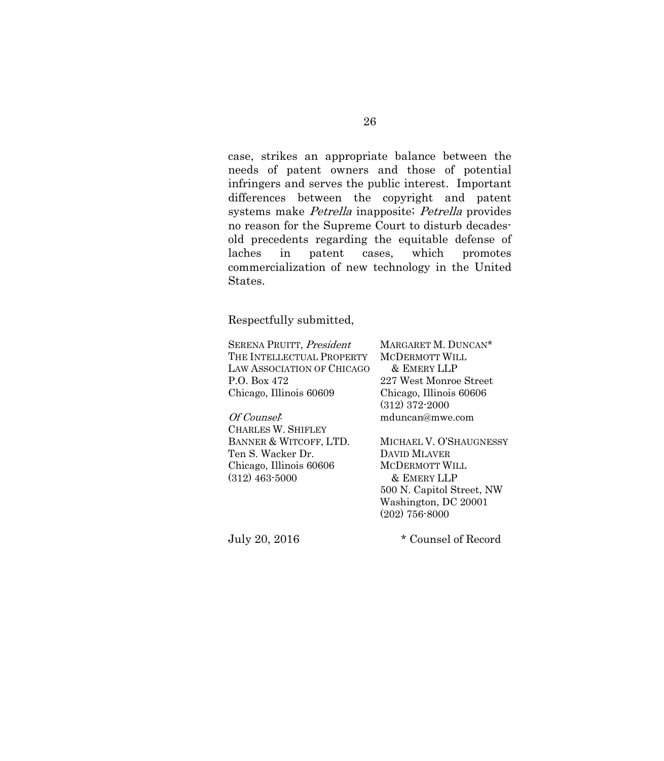case, strikes an appropriate balance between the needs of patent owners and those of potential infringers and serves the public interest. Important differences between the copyright and patent systems make *Petrella* inapposite; *Petrella* provides no reason for the Supreme Court to disturb decades-old precedents regarding the equitable defense of laches in patent cases, which promotes commercialization of new technology in the United States.

Respectfully submitted,

SERENA PRUITT, *President*
THE INTELLECTUAL PROPERTY LAW ASSOCIATION OF CHICAGO
P.O. Box 472
Chicago, Illinois 60609

*Of Counsel*:
CHARLES W. SHIFLEY
BANNER & WITCOFF, LTD.
Ten S. Wacker Dr.
Chicago, Illinois 60606
(312) 463-5000

MARGARET M. DUNCAN*
MCDERMOTT WILL & EMERY LLP
227 West Monroe Street
Chicago, Illinois 60606
(312) 372-2000
mduncan@mwe.com

MICHAEL V. O'SHAUGNESSY
DAVID MLAVER
MCDERMOTT WILL & EMERY LLP
500 N. Capitol Street, NW
Washington, DC 20001
(202) 756-8000

July 20, 2016

\* Counsel of Record